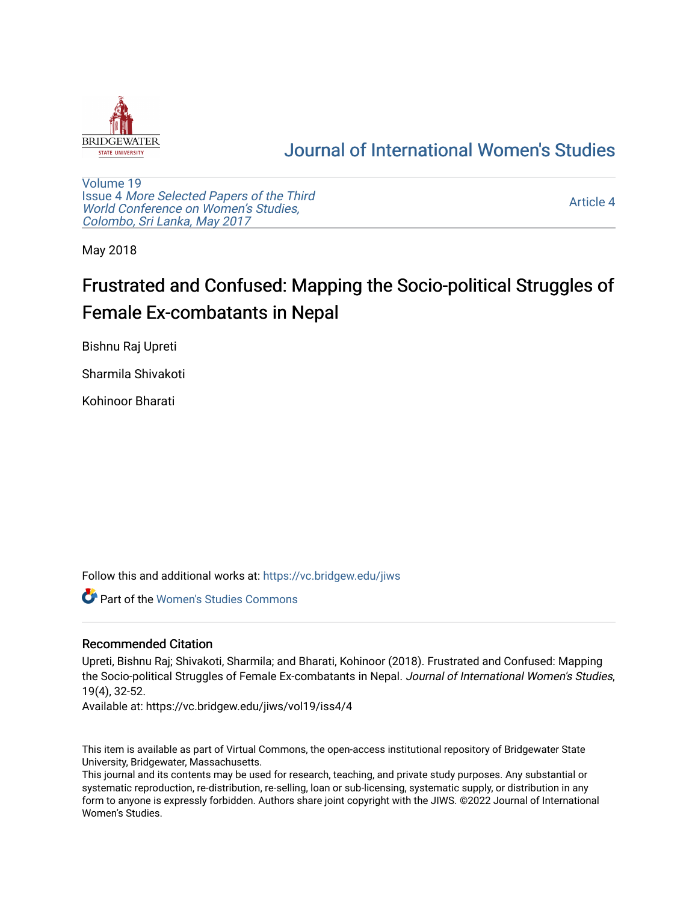# Journal of International Women's Studies

Volume 19
Issue 4 *More Selected Papers of the Third World Conference on Women's Studies, Colombo, Sri Lanka, May 2017*

Article 4

May 2018

# Frustrated and Confused: Mapping the Socio-political Struggles of Female Ex-combatants in Nepal

Bishnu Raj Upreti

Sharmila Shivakoti

Kohinoor Bharati

Follow this and additional works at: https://vc.bridgew.edu/jiws

Part of the Women's Studies Commons

## Recommended Citation

Upreti, Bishnu Raj; Shivakoti, Sharmila; and Bharati, Kohinoor (2018). Frustrated and Confused: Mapping the Socio-political Struggles of Female Ex-combatants in Nepal. *Journal of International Women's Studies*, 19(4), 32-52.

Available at: https://vc.bridgew.edu/jiws/vol19/iss4/4

This item is available as part of Virtual Commons, the open-access institutional repository of Bridgewater State University, Bridgewater, Massachusetts.

This journal and its contents may be used for research, teaching, and private study purposes. Any substantial or systematic reproduction, re-distribution, re-selling, loan or sub-licensing, systematic supply, or distribution in any form to anyone is expressly forbidden. Authors share joint copyright with the JIWS. ©2022 Journal of International Women's Studies.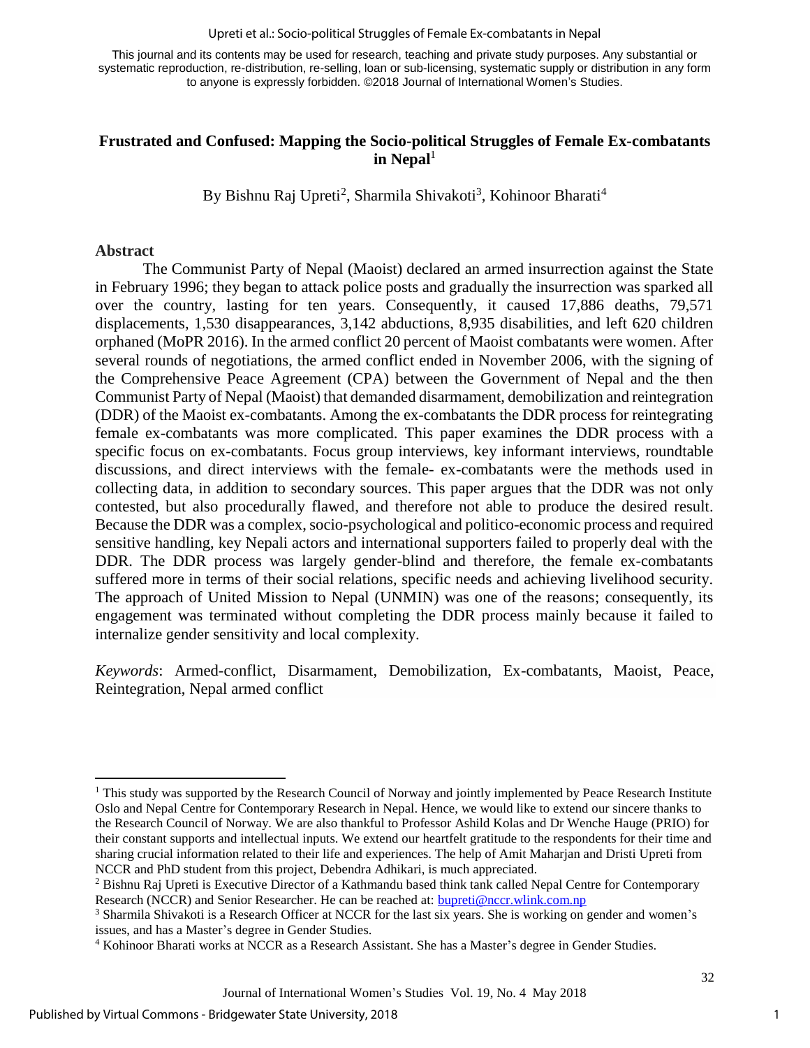This journal and its contents may be used for research, teaching and private study purposes. Any substantial or systematic reproduction, re-distribution, re-selling, loan or sub-licensing, systematic supply or distribution in any form to anyone is expressly forbidden. ©2018 Journal of International Women's Studies.

# Frustrated and Confused: Mapping the Socio-political Struggles of Female Ex-combatants in Nepal[1]

By Bishnu Raj Upreti[2], Sharmila Shivakoti[3], Kohinoor Bharati[4]

## Abstract

The Communist Party of Nepal (Maoist) declared an armed insurrection against the State in February 1996; they began to attack police posts and gradually the insurrection was sparked all over the country, lasting for ten years. Consequently, it caused 17,886 deaths, 79,571 displacements, 1,530 disappearances, 3,142 abductions, 8,935 disabilities, and left 620 children orphaned (MoPR 2016). In the armed conflict 20 percent of Maoist combatants were women. After several rounds of negotiations, the armed conflict ended in November 2006, with the signing of the Comprehensive Peace Agreement (CPA) between the Government of Nepal and the then Communist Party of Nepal (Maoist) that demanded disarmament, demobilization and reintegration (DDR) of the Maoist ex-combatants. Among the ex-combatants the DDR process for reintegrating female ex-combatants was more complicated. This paper examines the DDR process with a specific focus on ex-combatants. Focus group interviews, key informant interviews, roundtable discussions, and direct interviews with the female- ex-combatants were the methods used in collecting data, in addition to secondary sources. This paper argues that the DDR was not only contested, but also procedurally flawed, and therefore not able to produce the desired result. Because the DDR was a complex, socio-psychological and politico-economic process and required sensitive handling, key Nepali actors and international supporters failed to properly deal with the DDR. The DDR process was largely gender-blind and therefore, the female ex-combatants suffered more in terms of their social relations, specific needs and achieving livelihood security. The approach of United Mission to Nepal (UNMIN) was one of the reasons; consequently, its engagement was terminated without completing the DDR process mainly because it failed to internalize gender sensitivity and local complexity.

*Keywords*: Armed-conflict, Disarmament, Demobilization, Ex-combatants, Maoist, Peace, Reintegration, Nepal armed conflict

---

[1] This study was supported by the Research Council of Norway and jointly implemented by Peace Research Institute Oslo and Nepal Centre for Contemporary Research in Nepal. Hence, we would like to extend our sincere thanks to the Research Council of Norway. We are also thankful to Professor Ashild Kolas and Dr Wenche Hauge (PRIO) for their constant supports and intellectual inputs. We extend our heartfelt gratitude to the respondents for their time and sharing crucial information related to their life and experiences. The help of Amit Maharjan and Dristi Upreti from NCCR and PhD student from this project, Debendra Adhikari, is much appreciated.

[2] Bishnu Raj Upreti is Executive Director of a Kathmandu based think tank called Nepal Centre for Contemporary Research (NCCR) and Senior Researcher. He can be reached at: bupreti@nccr.wlink.com.np

[3] Sharmila Shivakoti is a Research Officer at NCCR for the last six years. She is working on gender and women's issues, and has a Master's degree in Gender Studies.

[4] Kohinoor Bharati works at NCCR as a Research Assistant. She has a Master's degree in Gender Studies.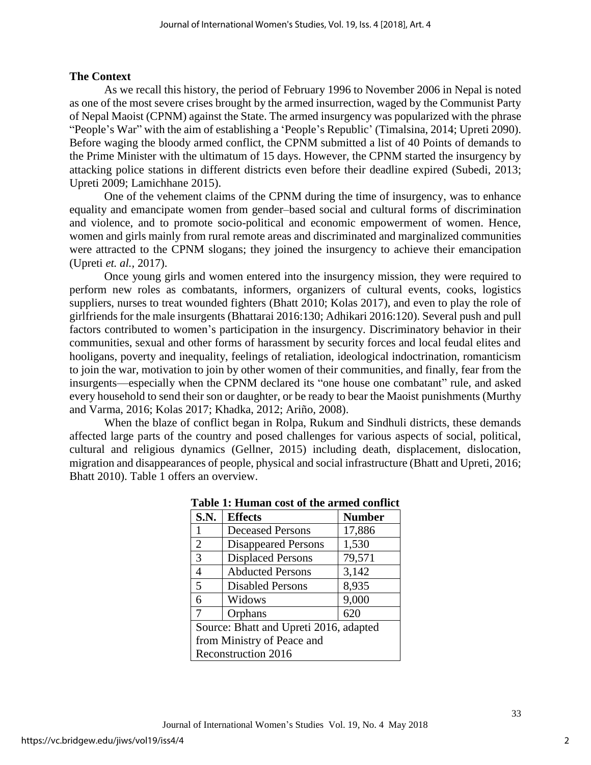## The Context

As we recall this history, the period of February 1996 to November 2006 in Nepal is noted as one of the most severe crises brought by the armed insurrection, waged by the Communist Party of Nepal Maoist (CPNM) against the State. The armed insurgency was popularized with the phrase "People's War" with the aim of establishing a 'People's Republic' (Timalsina, 2014; Upreti 2090). Before waging the bloody armed conflict, the CPNM submitted a list of 40 Points of demands to the Prime Minister with the ultimatum of 15 days. However, the CPNM started the insurgency by attacking police stations in different districts even before their deadline expired (Subedi, 2013; Upreti 2009; Lamichhane 2015).

One of the vehement claims of the CPNM during the time of insurgency, was to enhance equality and emancipate women from gender–based social and cultural forms of discrimination and violence, and to promote socio-political and economic empowerment of women. Hence, women and girls mainly from rural remote areas and discriminated and marginalized communities were attracted to the CPNM slogans; they joined the insurgency to achieve their emancipation (Upreti *et. al.,* 2017).

Once young girls and women entered into the insurgency mission, they were required to perform new roles as combatants, informers, organizers of cultural events, cooks, logistics suppliers, nurses to treat wounded fighters (Bhatt 2010; Kolas 2017), and even to play the role of girlfriends for the male insurgents (Bhattarai 2016:130; Adhikari 2016:120). Several push and pull factors contributed to women's participation in the insurgency. Discriminatory behavior in their communities, sexual and other forms of harassment by security forces and local feudal elites and hooligans, poverty and inequality, feelings of retaliation, ideological indoctrination, romanticism to join the war, motivation to join by other women of their communities, and finally, fear from the insurgents—especially when the CPNM declared its "one house one combatant" rule, and asked every household to send their son or daughter, or be ready to bear the Maoist punishments (Murthy and Varma, 2016; Kolas 2017; Khadka, 2012; Ariño, 2008).

When the blaze of conflict began in Rolpa, Rukum and Sindhuli districts, these demands affected large parts of the country and posed challenges for various aspects of social, political, cultural and religious dynamics (Gellner, 2015) including death, displacement, dislocation, migration and disappearances of people, physical and social infrastructure (Bhatt and Upreti, 2016; Bhatt 2010). Table 1 offers an overview.

**Table 1: Human cost of the armed conflict**

| S.N. | Effects | Number |
|---|---|---|
| 1 | Deceased Persons | 17,886 |
| 2 | Disappeared Persons | 1,530 |
| 3 | Displaced Persons | 79,571 |
| 4 | Abducted Persons | 3,142 |
| 5 | Disabled Persons | 8,935 |
| 6 | Widows | 9,000 |
| 7 | Orphans | 620 |

Source: Bhatt and Upreti 2016, adapted from Ministry of Peace and Reconstruction 2016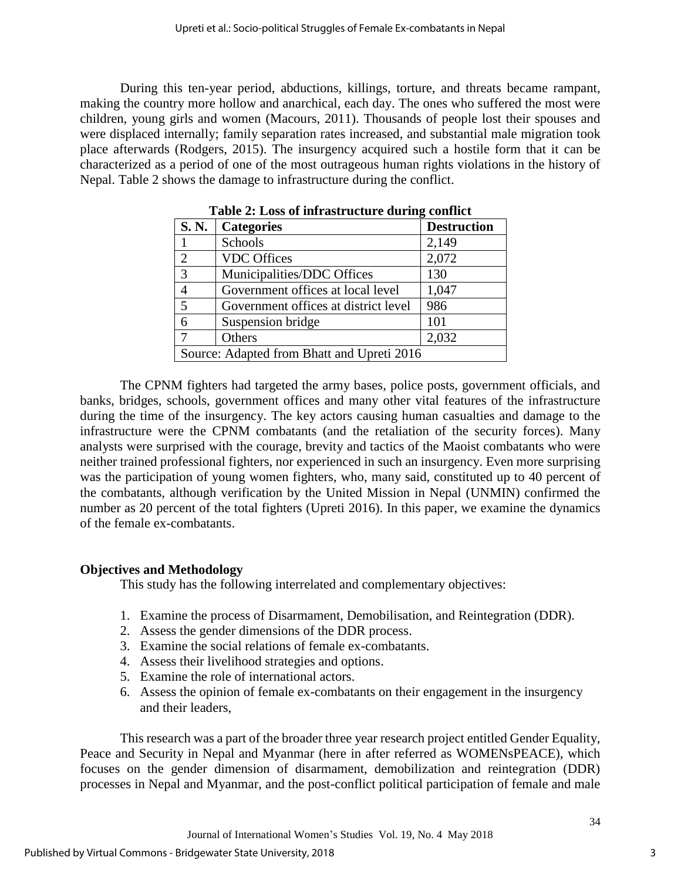During this ten-year period, abductions, killings, torture, and threats became rampant, making the country more hollow and anarchical, each day. The ones who suffered the most were children, young girls and women (Macours, 2011). Thousands of people lost their spouses and were displaced internally; family separation rates increased, and substantial male migration took place afterwards (Rodgers, 2015). The insurgency acquired such a hostile form that it can be characterized as a period of one of the most outrageous human rights violations in the history of Nepal. Table 2 shows the damage to infrastructure during the conflict.

**Table 2: Loss of infrastructure during conflict**

| S. N. | Categories | Destruction |
|---|---|---|
| 1 | Schools | 2,149 |
| 2 | VDC Offices | 2,072 |
| 3 | Municipalities/DDC Offices | 130 |
| 4 | Government offices at local level | 1,047 |
| 5 | Government offices at district level | 986 |
| 6 | Suspension bridge | 101 |
| 7 | Others | 2,032 |
| Source: Adapted from Bhatt and Upreti 2016 | | |

The CPNM fighters had targeted the army bases, police posts, government officials, and banks, bridges, schools, government offices and many other vital features of the infrastructure during the time of the insurgency. The key actors causing human casualties and damage to the infrastructure were the CPNM combatants (and the retaliation of the security forces). Many analysts were surprised with the courage, brevity and tactics of the Maoist combatants who were neither trained professional fighters, nor experienced in such an insurgency. Even more surprising was the participation of young women fighters, who, many said, constituted up to 40 percent of the combatants, although verification by the United Mission in Nepal (UNMIN) confirmed the number as 20 percent of the total fighters (Upreti 2016). In this paper, we examine the dynamics of the female ex-combatants.

## Objectives and Methodology

This study has the following interrelated and complementary objectives:

1. Examine the process of Disarmament, Demobilisation, and Reintegration (DDR).
2. Assess the gender dimensions of the DDR process.
3. Examine the social relations of female ex-combatants.
4. Assess their livelihood strategies and options.
5. Examine the role of international actors.
6. Assess the opinion of female ex-combatants on their engagement in the insurgency and their leaders,

This research was a part of the broader three year research project entitled Gender Equality, Peace and Security in Nepal and Myanmar (here in after referred as WOMENsPEACE), which focuses on the gender dimension of disarmament, demobilization and reintegration (DDR) processes in Nepal and Myanmar, and the post-conflict political participation of female and male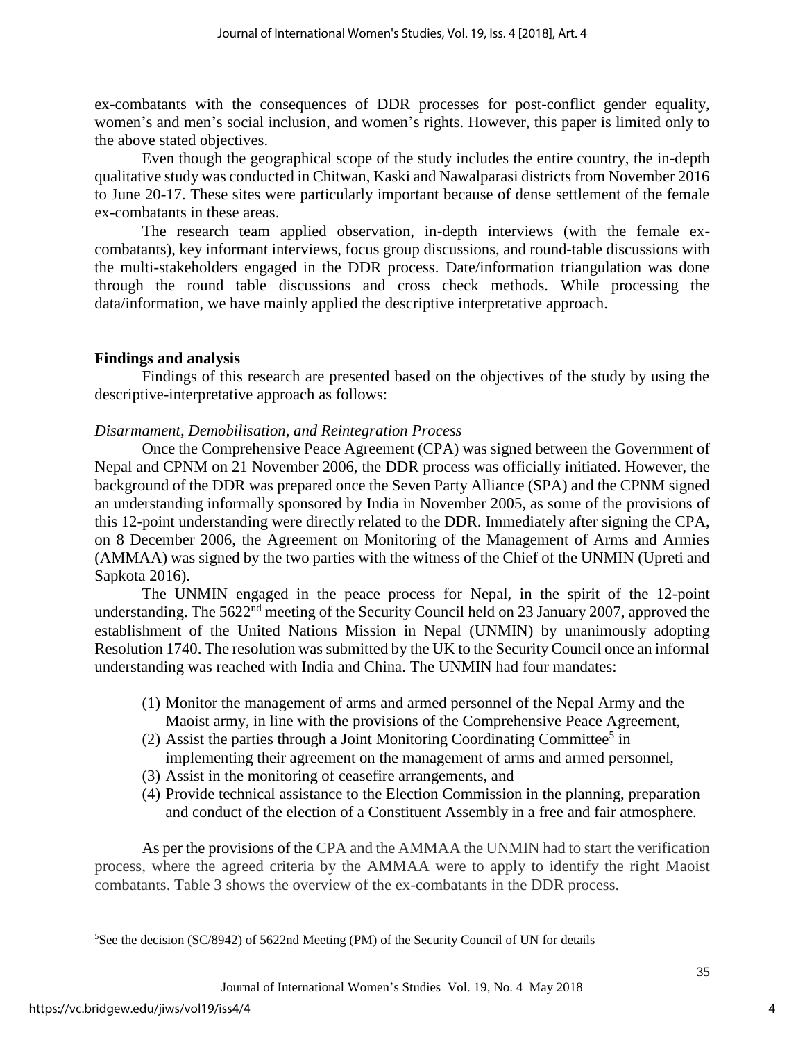ex-combatants with the consequences of DDR processes for post-conflict gender equality, women's and men's social inclusion, and women's rights. However, this paper is limited only to the above stated objectives.

Even though the geographical scope of the study includes the entire country, the in-depth qualitative study was conducted in Chitwan, Kaski and Nawalparasi districts from November 2016 to June 20-17. These sites were particularly important because of dense settlement of the female ex-combatants in these areas.

The research team applied observation, in-depth interviews (with the female ex-combatants), key informant interviews, focus group discussions, and round-table discussions with the multi-stakeholders engaged in the DDR process. Date/information triangulation was done through the round table discussions and cross check methods. While processing the data/information, we have mainly applied the descriptive interpretative approach.

## Findings and analysis

Findings of this research are presented based on the objectives of the study by using the descriptive-interpretative approach as follows:

### *Disarmament, Demobilisation, and Reintegration Process*

Once the Comprehensive Peace Agreement (CPA) was signed between the Government of Nepal and CPNM on 21 November 2006, the DDR process was officially initiated. However, the background of the DDR was prepared once the Seven Party Alliance (SPA) and the CPNM signed an understanding informally sponsored by India in November 2005, as some of the provisions of this 12-point understanding were directly related to the DDR. Immediately after signing the CPA, on 8 December 2006, the Agreement on Monitoring of the Management of Arms and Armies (AMMAA) was signed by the two parties with the witness of the Chief of the UNMIN (Upreti and Sapkota 2016).

The UNMIN engaged in the peace process for Nepal, in the spirit of the 12-point understanding. The 5622nd meeting of the Security Council held on 23 January 2007, approved the establishment of the United Nations Mission in Nepal (UNMIN) by unanimously adopting Resolution 1740. The resolution was submitted by the UK to the Security Council once an informal understanding was reached with India and China. The UNMIN had four mandates:

(1) Monitor the management of arms and armed personnel of the Nepal Army and the Maoist army, in line with the provisions of the Comprehensive Peace Agreement,
(2) Assist the parties through a Joint Monitoring Coordinating Committee[5] in implementing their agreement on the management of arms and armed personnel,
(3) Assist in the monitoring of ceasefire arrangements, and
(4) Provide technical assistance to the Election Commission in the planning, preparation and conduct of the election of a Constituent Assembly in a free and fair atmosphere.

As per the provisions of the CPA and the AMMAA the UNMIN had to start the verification process, where the agreed criteria by the AMMAA were to apply to identify the right Maoist combatants. Table 3 shows the overview of the ex-combatants in the DDR process.

[5] See the decision (SC/8942) of 5622nd Meeting (PM) of the Security Council of UN for details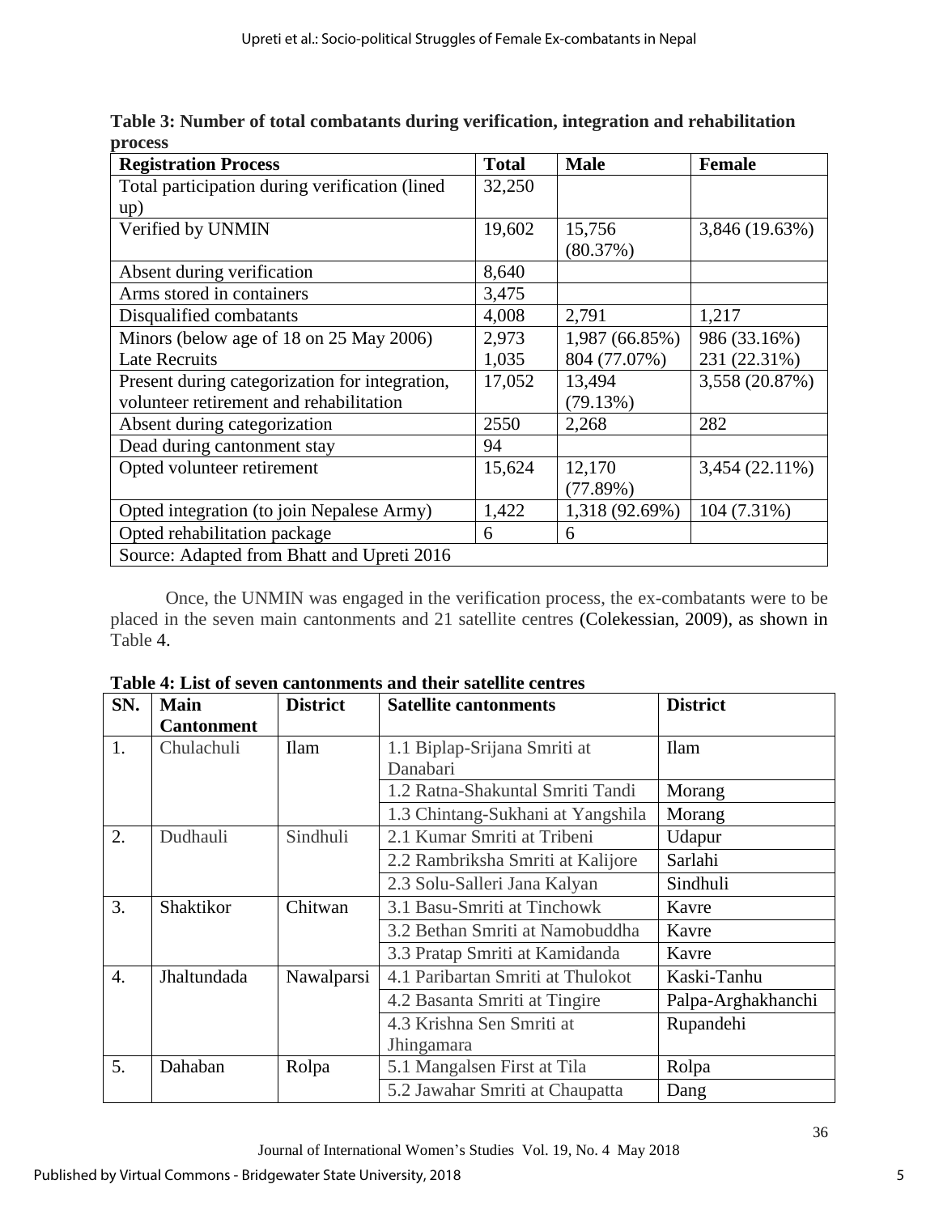**Table 3: Number of total combatants during verification, integration and rehabilitation process**

| Registration Process | Total | Male | Female |
|---|---|---|---|
| Total participation during verification (lined up) | 32,250 | | |
| Verified by UNMIN | 19,602 | 15,756 (80.37%) | 3,846 (19.63%) |
| Absent during verification | 8,640 | | |
| Arms stored in containers | 3,475 | | |
| Disqualified combatants | 4,008 | 2,791 | 1,217 |
| Minors (below age of 18 on 25 May 2006) | 2,973 | 1,987 (66.85%) | 986 (33.16%) |
| Late Recruits | 1,035 | 804 (77.07%) | 231 (22.31%) |
| Present during categorization for integration, volunteer retirement and rehabilitation | 17,052 | 13,494 (79.13%) | 3,558 (20.87%) |
| Absent during categorization | 2550 | 2,268 | 282 |
| Dead during cantonment stay | 94 | | |
| Opted volunteer retirement | 15,624 | 12,170 (77.89%) | 3,454 (22.11%) |
| Opted integration (to join Nepalese Army) | 1,422 | 1,318 (92.69%) | 104 (7.31%) |
| Opted rehabilitation package | 6 | 6 | |
| Source: Adapted from Bhatt and Upreti 2016 | | | |

Once, the UNMIN was engaged in the verification process, the ex-combatants were to be placed in the seven main cantonments and 21 satellite centres (Colekessian, 2009), as shown in Table 4.

**Table 4: List of seven cantonments and their satellite centres**

| SN. | Main Cantonment | District | Satellite cantonments | District |
|---|---|---|---|---|
| 1. | Chulachuli | Ilam | 1.1 Biplap-Srijana Smriti at Danabari | Ilam |
| | | | 1.2 Ratna-Shakuntal Smriti Tandi | Morang |
| | | | 1.3 Chintang-Sukhani at Yangshila | Morang |
| 2. | Dudhauli | Sindhuli | 2.1 Kumar Smriti at Tribeni | Udapur |
| | | | 2.2 Rambriksha Smriti at Kalijore | Sarlahi |
| | | | 2.3 Solu-Salleri Jana Kalyan | Sindhuli |
| 3. | Shaktikor | Chitwan | 3.1 Basu-Smriti at Tinchowk | Kavre |
| | | | 3.2 Bethan Smriti at Namobuddha | Kavre |
| | | | 3.3 Pratap Smriti at Kamidanda | Kavre |
| 4. | Jhaltundada | Nawalparsi | 4.1 Paribartan Smriti at Thulokot | Kaski-Tanhu |
| | | | 4.2 Basanta Smriti at Tingire | Palpa-Arghakhanchi |
| | | | 4.3 Krishna Sen Smriti at Jhingamara | Rupandehi |
| 5. | Dahaban | Rolpa | 5.1 Mangalsen First at Tila | Rolpa |
| | | | 5.2 Jawahar Smriti at Chaupatta | Dang |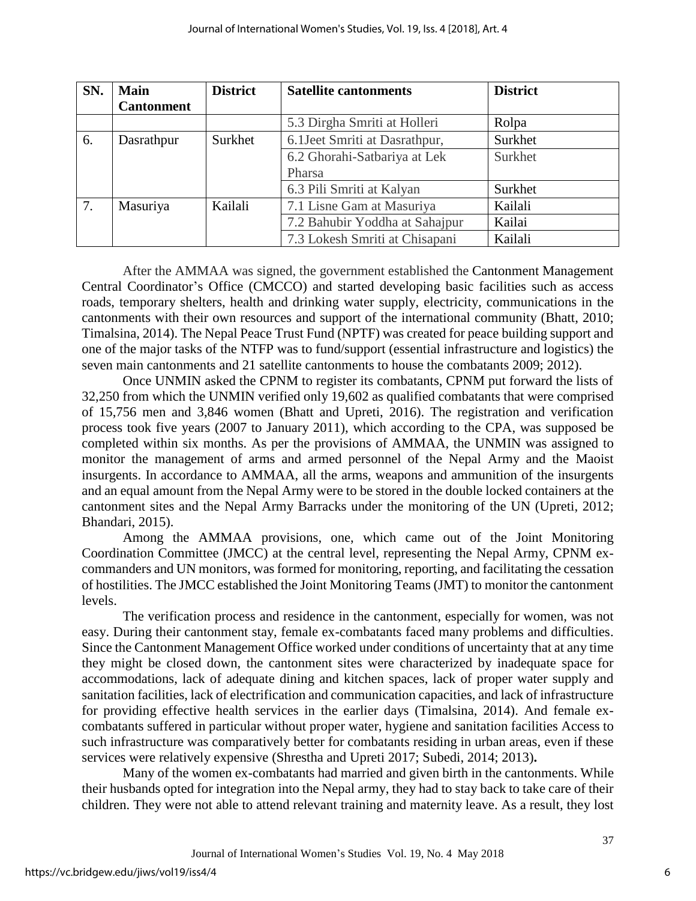| SN. | Main Cantonment | District | Satellite cantonments | District |
|---|---|---|---|---|
| | | | 5.3 Dirgha Smriti at Holleri | Rolpa |
| 6. | Dasrathpur | Surkhet | 6.1Jeet Smriti at Dasrathpur, | Surkhet |
| | | | 6.2 Ghorahi-Satbariya at Lek Pharsa | Surkhet |
| | | | 6.3 Pili Smriti at Kalyan | Surkhet |
| 7. | Masuriya | Kailali | 7.1 Lisne Gam at Masuriya | Kailali |
| | | | 7.2 Bahubir Yoddha at Sahajpur | Kailai |
| | | | 7.3 Lokesh Smriti at Chisapani | Kailali |

After the AMMAA was signed, the government established the Cantonment Management Central Coordinator's Office (CMCCO) and started developing basic facilities such as access roads, temporary shelters, health and drinking water supply, electricity, communications in the cantonments with their own resources and support of the international community (Bhatt, 2010; Timalsina, 2014). The Nepal Peace Trust Fund (NPTF) was created for peace building support and one of the major tasks of the NTFP was to fund/support (essential infrastructure and logistics) the seven main cantonments and 21 satellite cantonments to house the combatants 2009; 2012).

Once UNMIN asked the CPNM to register its combatants, CPNM put forward the lists of 32,250 from which the UNMIN verified only 19,602 as qualified combatants that were comprised of 15,756 men and 3,846 women (Bhatt and Upreti, 2016). The registration and verification process took five years (2007 to January 2011), which according to the CPA, was supposed be completed within six months. As per the provisions of AMMAA, the UNMIN was assigned to monitor the management of arms and armed personnel of the Nepal Army and the Maoist insurgents. In accordance to AMMAA, all the arms, weapons and ammunition of the insurgents and an equal amount from the Nepal Army were to be stored in the double locked containers at the cantonment sites and the Nepal Army Barracks under the monitoring of the UN (Upreti, 2012; Bhandari, 2015).

Among the AMMAA provisions, one, which came out of the Joint Monitoring Coordination Committee (JMCC) at the central level, representing the Nepal Army, CPNM ex-commanders and UN monitors, was formed for monitoring, reporting, and facilitating the cessation of hostilities. The JMCC established the Joint Monitoring Teams (JMT) to monitor the cantonment levels.

The verification process and residence in the cantonment, especially for women, was not easy. During their cantonment stay, female ex-combatants faced many problems and difficulties. Since the Cantonment Management Office worked under conditions of uncertainty that at any time they might be closed down, the cantonment sites were characterized by inadequate space for accommodations, lack of adequate dining and kitchen spaces, lack of proper water supply and sanitation facilities, lack of electrification and communication capacities, and lack of infrastructure for providing effective health services in the earlier days (Timalsina, 2014). And female ex-combatants suffered in particular without proper water, hygiene and sanitation facilities Access to such infrastructure was comparatively better for combatants residing in urban areas, even if these services were relatively expensive (Shrestha and Upreti 2017; Subedi, 2014; 2013)**.**

Many of the women ex-combatants had married and given birth in the cantonments. While their husbands opted for integration into the Nepal army, they had to stay back to take care of their children. They were not able to attend relevant training and maternity leave. As a result, they lost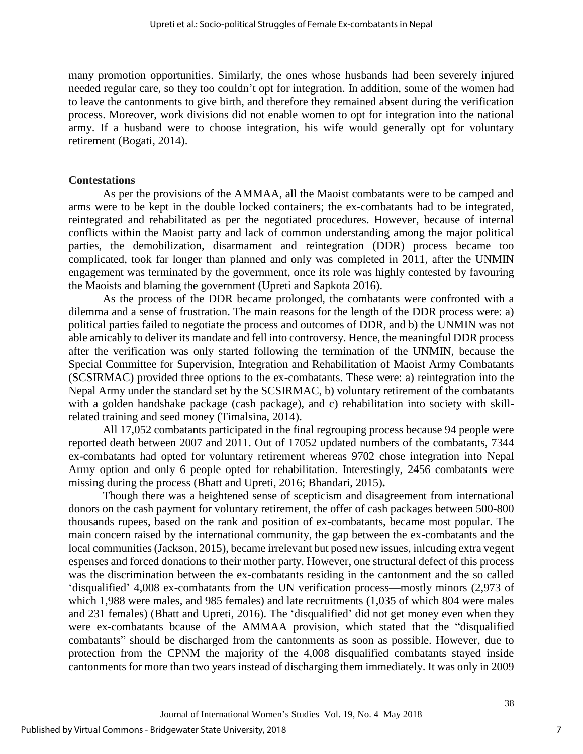many promotion opportunities. Similarly, the ones whose husbands had been severely injured needed regular care, so they too couldn't opt for integration. In addition, some of the women had to leave the cantonments to give birth, and therefore they remained absent during the verification process. Moreover, work divisions did not enable women to opt for integration into the national army. If a husband were to choose integration, his wife would generally opt for voluntary retirement (Bogati, 2014).

**Contestations**

As per the provisions of the AMMAA, all the Maoist combatants were to be camped and arms were to be kept in the double locked containers; the ex-combatants had to be integrated, reintegrated and rehabilitated as per the negotiated procedures. However, because of internal conflicts within the Maoist party and lack of common understanding among the major political parties, the demobilization, disarmament and reintegration (DDR) process became too complicated, took far longer than planned and only was completed in 2011, after the UNMIN engagement was terminated by the government, once its role was highly contested by favouring the Maoists and blaming the government (Upreti and Sapkota 2016).

As the process of the DDR became prolonged, the combatants were confronted with a dilemma and a sense of frustration. The main reasons for the length of the DDR process were: a) political parties failed to negotiate the process and outcomes of DDR, and b) the UNMIN was not able amicably to deliver its mandate and fell into controversy. Hence, the meaningful DDR process after the verification was only started following the termination of the UNMIN, because the Special Committee for Supervision, Integration and Rehabilitation of Maoist Army Combatants (SCSIRMAC) provided three options to the ex-combatants. These were: a) reintegration into the Nepal Army under the standard set by the SCSIRMAC, b) voluntary retirement of the combatants with a golden handshake package (cash package), and c) rehabilitation into society with skill-related training and seed money (Timalsina, 2014).

All 17,052 combatants participated in the final regrouping process because 94 people were reported death between 2007 and 2011. Out of 17052 updated numbers of the combatants, 7344 ex-combatants had opted for voluntary retirement whereas 9702 chose integration into Nepal Army option and only 6 people opted for rehabilitation. Interestingly, 2456 combatants were missing during the process (Bhatt and Upreti, 2016; Bhandari, 2015)**.**

Though there was a heightened sense of scepticism and disagreement from international donors on the cash payment for voluntary retirement, the offer of cash packages between 500-800 thousands rupees, based on the rank and position of ex-combatants, became most popular. The main concern raised by the international community, the gap between the ex-combatants and the local communities (Jackson, 2015), became irrelevant but posed new issues, inlcuding extra vegent espenses and forced donations to their mother party. However, one structural defect of this process was the discrimination between the ex-combatants residing in the cantonment and the so called 'disqualified' 4,008 ex-combatants from the UN verification process—mostly minors (2,973 of which 1,988 were males, and 985 females) and late recruitments (1,035 of which 804 were males and 231 females) (Bhatt and Upreti, 2016). The 'disqualified' did not get money even when they were ex-combatants bcause of the AMMAA provision, which stated that the "disqualified combatants" should be discharged from the cantonments as soon as possible. However, due to protection from the CPNM the majority of the 4,008 disqualified combatants stayed inside cantonments for more than two years instead of discharging them immediately. It was only in 2009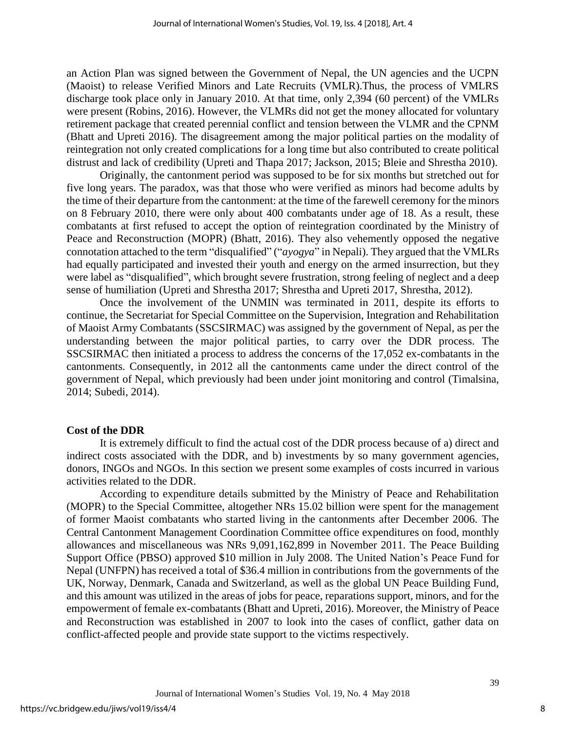an Action Plan was signed between the Government of Nepal, the UN agencies and the UCPN (Maoist) to release Verified Minors and Late Recruits (VMLR).Thus, the process of VMLRS discharge took place only in January 2010. At that time, only 2,394 (60 percent) of the VMLRs were present (Robins, 2016). However, the VLMRs did not get the money allocated for voluntary retirement package that created perennial conflict and tension between the VLMR and the CPNM (Bhatt and Upreti 2016). The disagreement among the major political parties on the modality of reintegration not only created complications for a long time but also contributed to create political distrust and lack of credibility (Upreti and Thapa 2017; Jackson, 2015; Bleie and Shrestha 2010).

Originally, the cantonment period was supposed to be for six months but stretched out for five long years. The paradox, was that those who were verified as minors had become adults by the time of their departure from the cantonment: at the time of the farewell ceremony for the minors on 8 February 2010, there were only about 400 combatants under age of 18. As a result, these combatants at first refused to accept the option of reintegration coordinated by the Ministry of Peace and Reconstruction (MOPR) (Bhatt, 2016). They also vehemently opposed the negative connotation attached to the term "disqualified" ("*ayogya*" in Nepali). They argued that the VMLRs had equally participated and invested their youth and energy on the armed insurrection, but they were label as "disqualified", which brought severe frustration, strong feeling of neglect and a deep sense of humiliation (Upreti and Shrestha 2017; Shrestha and Upreti 2017, Shrestha, 2012).

Once the involvement of the UNMIN was terminated in 2011, despite its efforts to continue, the Secretariat for Special Committee on the Supervision, Integration and Rehabilitation of Maoist Army Combatants (SSCSIRMAC) was assigned by the government of Nepal, as per the understanding between the major political parties, to carry over the DDR process. The SSCSIRMAC then initiated a process to address the concerns of the 17,052 ex-combatants in the cantonments. Consequently, in 2012 all the cantonments came under the direct control of the government of Nepal, which previously had been under joint monitoring and control (Timalsina, 2014; Subedi, 2014).

**Cost of the DDR**

It is extremely difficult to find the actual cost of the DDR process because of a) direct and indirect costs associated with the DDR, and b) investments by so many government agencies, donors, INGOs and NGOs. In this section we present some examples of costs incurred in various activities related to the DDR.

According to expenditure details submitted by the Ministry of Peace and Rehabilitation (MOPR) to the Special Committee, altogether NRs 15.02 billion were spent for the management of former Maoist combatants who started living in the cantonments after December 2006. The Central Cantonment Management Coordination Committee office expenditures on food, monthly allowances and miscellaneous was NRs 9,091,162,899 in November 2011. The Peace Building Support Office (PBSO) approved $10 million in July 2008. The United Nation's Peace Fund for Nepal (UNFPN) has received a total of $36.4 million in contributions from the governments of the UK, Norway, Denmark, Canada and Switzerland, as well as the global UN Peace Building Fund, and this amount was utilized in the areas of jobs for peace, reparations support, minors, and for the empowerment of female ex-combatants (Bhatt and Upreti, 2016). Moreover, the Ministry of Peace and Reconstruction was established in 2007 to look into the cases of conflict, gather data on conflict-affected people and provide state support to the victims respectively.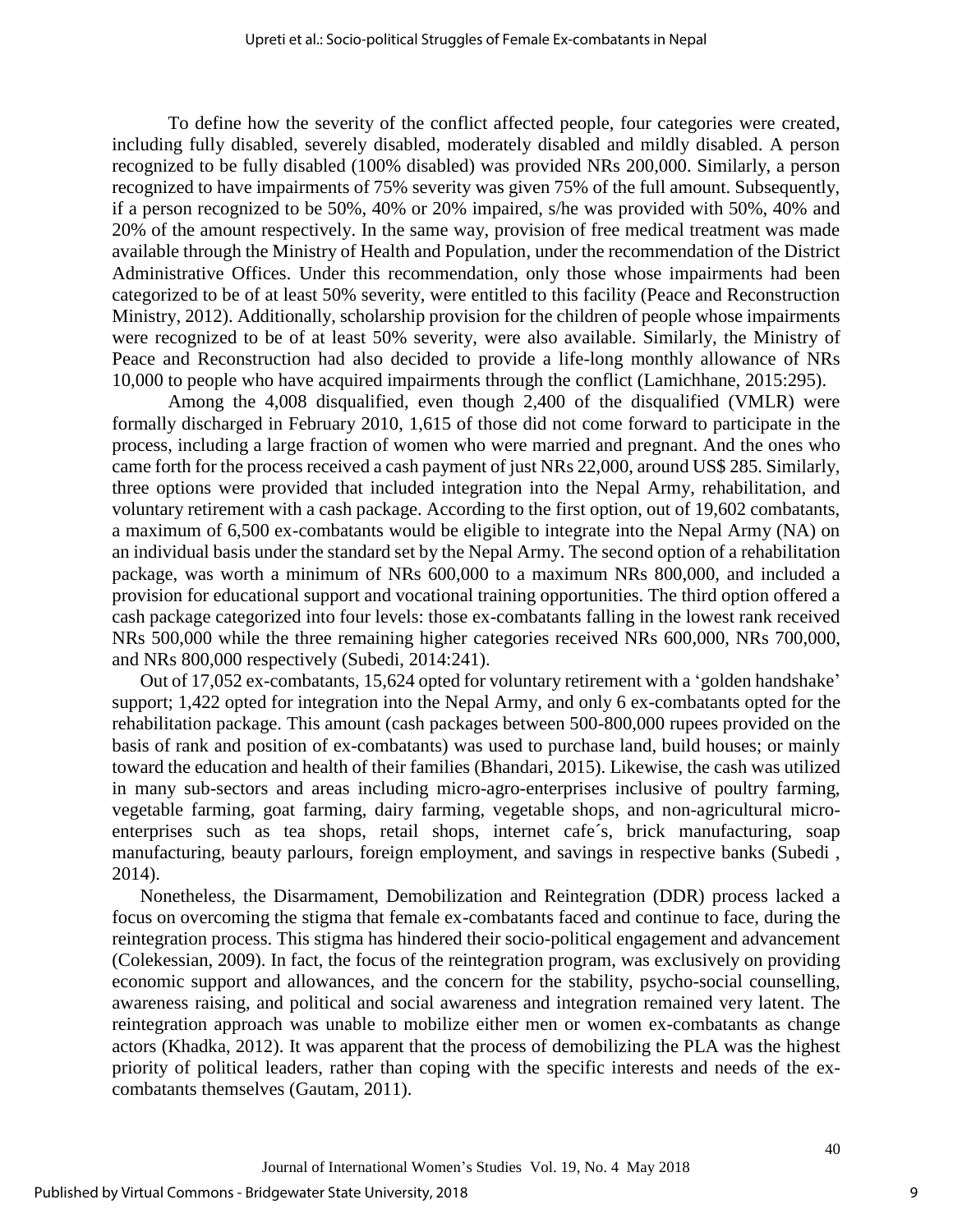To define how the severity of the conflict affected people, four categories were created, including fully disabled, severely disabled, moderately disabled and mildly disabled. A person recognized to be fully disabled (100% disabled) was provided NRs 200,000. Similarly, a person recognized to have impairments of 75% severity was given 75% of the full amount. Subsequently, if a person recognized to be 50%, 40% or 20% impaired, s/he was provided with 50%, 40% and 20% of the amount respectively. In the same way, provision of free medical treatment was made available through the Ministry of Health and Population, under the recommendation of the District Administrative Offices. Under this recommendation, only those whose impairments had been categorized to be of at least 50% severity, were entitled to this facility (Peace and Reconstruction Ministry, 2012). Additionally, scholarship provision for the children of people whose impairments were recognized to be of at least 50% severity, were also available. Similarly, the Ministry of Peace and Reconstruction had also decided to provide a life-long monthly allowance of NRs 10,000 to people who have acquired impairments through the conflict (Lamichhane, 2015:295).

Among the 4,008 disqualified, even though 2,400 of the disqualified (VMLR) were formally discharged in February 2010, 1,615 of those did not come forward to participate in the process, including a large fraction of women who were married and pregnant. And the ones who came forth for the process received a cash payment of just NRs 22,000, around US$ 285. Similarly, three options were provided that included integration into the Nepal Army, rehabilitation, and voluntary retirement with a cash package. According to the first option, out of 19,602 combatants, a maximum of 6,500 ex-combatants would be eligible to integrate into the Nepal Army (NA) on an individual basis under the standard set by the Nepal Army. The second option of a rehabilitation package, was worth a minimum of NRs 600,000 to a maximum NRs 800,000, and included a provision for educational support and vocational training opportunities. The third option offered a cash package categorized into four levels: those ex-combatants falling in the lowest rank received NRs 500,000 while the three remaining higher categories received NRs 600,000, NRs 700,000, and NRs 800,000 respectively (Subedi, 2014:241).

Out of 17,052 ex-combatants, 15,624 opted for voluntary retirement with a 'golden handshake' support; 1,422 opted for integration into the Nepal Army, and only 6 ex-combatants opted for the rehabilitation package. This amount (cash packages between 500-800,000 rupees provided on the basis of rank and position of ex-combatants) was used to purchase land, build houses; or mainly toward the education and health of their families (Bhandari, 2015). Likewise, the cash was utilized in many sub-sectors and areas including micro-agro-enterprises inclusive of poultry farming, vegetable farming, goat farming, dairy farming, vegetable shops, and non-agricultural micro-enterprises such as tea shops, retail shops, internet cafe´s, brick manufacturing, soap manufacturing, beauty parlours, foreign employment, and savings in respective banks (Subedi , 2014).

Nonetheless, the Disarmament, Demobilization and Reintegration (DDR) process lacked a focus on overcoming the stigma that female ex-combatants faced and continue to face, during the reintegration process. This stigma has hindered their socio-political engagement and advancement (Colekessian, 2009). In fact, the focus of the reintegration program, was exclusively on providing economic support and allowances, and the concern for the stability, psycho-social counselling, awareness raising, and political and social awareness and integration remained very latent. The reintegration approach was unable to mobilize either men or women ex-combatants as change actors (Khadka, 2012). It was apparent that the process of demobilizing the PLA was the highest priority of political leaders, rather than coping with the specific interests and needs of the ex-combatants themselves (Gautam, 2011).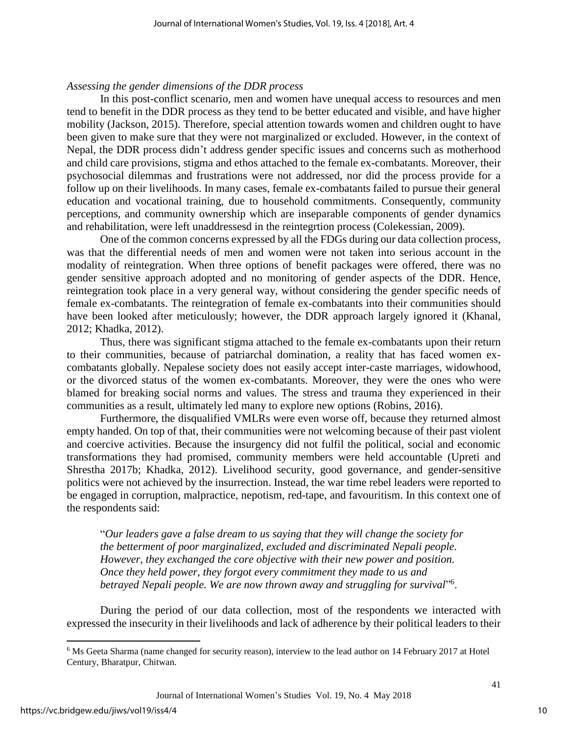*Assessing the gender dimensions of the DDR process*

In this post-conflict scenario, men and women have unequal access to resources and men tend to benefit in the DDR process as they tend to be better educated and visible, and have higher mobility (Jackson, 2015). Therefore, special attention towards women and children ought to have been given to make sure that they were not marginalized or excluded. However, in the context of Nepal, the DDR process didn't address gender specific issues and concerns such as motherhood and child care provisions, stigma and ethos attached to the female ex-combatants. Moreover, their psychosocial dilemmas and frustrations were not addressed, nor did the process provide for a follow up on their livelihoods. In many cases, female ex-combatants failed to pursue their general education and vocational training, due to household commitments. Consequently, community perceptions, and community ownership which are inseparable components of gender dynamics and rehabilitation, were left unaddressesd in the reintegrtion process (Colekessian, 2009).

One of the common concerns expressed by all the FDGs during our data collection process, was that the differential needs of men and women were not taken into serious account in the modality of reintegration. When three options of benefit packages were offered, there was no gender sensitive approach adopted and no monitoring of gender aspects of the DDR. Hence, reintegration took place in a very general way, without considering the gender specific needs of female ex-combatants. The reintegration of female ex-combatants into their communities should have been looked after meticulously; however, the DDR approach largely ignored it (Khanal, 2012; Khadka, 2012).

Thus, there was significant stigma attached to the female ex-combatants upon their return to their communities, because of patriarchal domination, a reality that has faced women ex-combatants globally. Nepalese society does not easily accept inter-caste marriages, widowhood, or the divorced status of the women ex-combatants. Moreover, they were the ones who were blamed for breaking social norms and values. The stress and trauma they experienced in their communities as a result, ultimately led many to explore new options (Robins, 2016).

Furthermore, the disqualified VMLRs were even worse off, because they returned almost empty handed. On top of that, their communities were not welcoming because of their past violent and coercive activities. Because the insurgency did not fulfil the political, social and economic transformations they had promised, community members were held accountable (Upreti and Shrestha 2017b; Khadka, 2012). Livelihood security, good governance, and gender-sensitive politics were not achieved by the insurrection. Instead, the war time rebel leaders were reported to be engaged in corruption, malpractice, nepotism, red-tape, and favouritism. In this context one of the respondents said:

> "*Our leaders gave a false dream to us saying that they will change the society for the betterment of poor marginalized, excluded and discriminated Nepali people. However, they exchanged the core objective with their new power and position. Once they held power, they forgot every commitment they made to us and betrayed Nepali people. We are now thrown away and struggling for survival*"[6].

During the period of our data collection, most of the respondents we interacted with expressed the insecurity in their livelihoods and lack of adherence by their political leaders to their

---

[6] Ms Geeta Sharma (name changed for security reason), interview to the lead author on 14 February 2017 at Hotel Century, Bharatpur, Chitwan.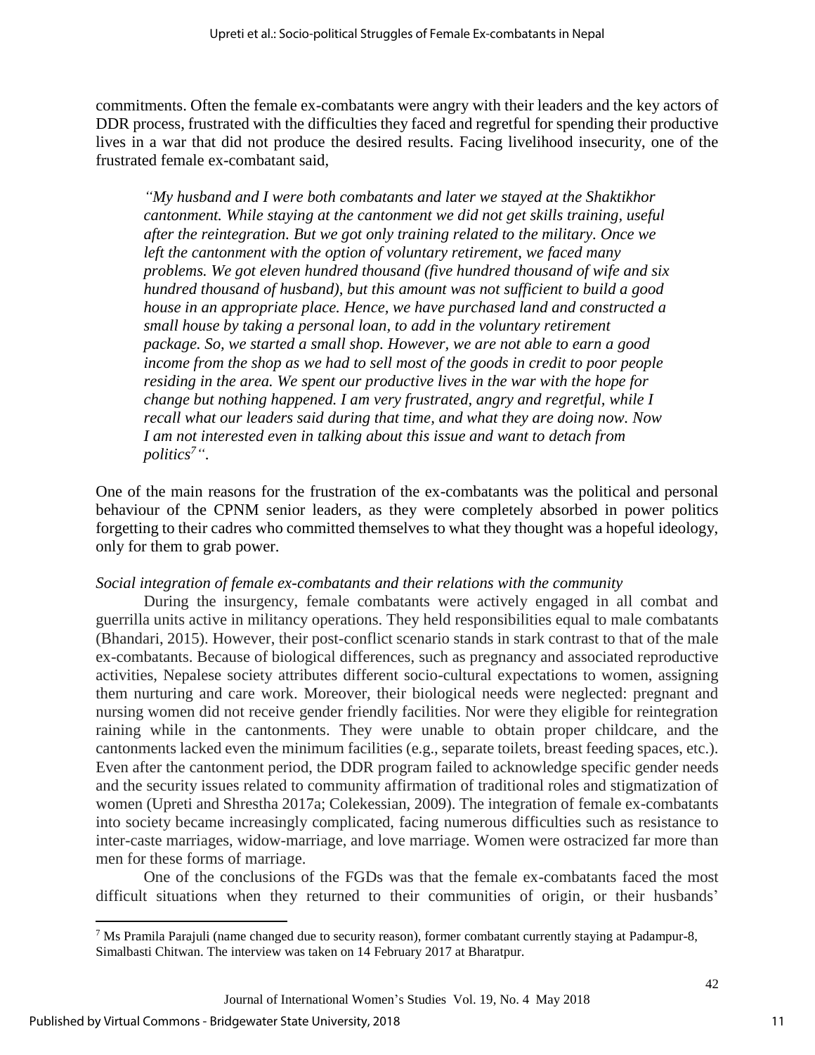commitments. Often the female ex-combatants were angry with their leaders and the key actors of DDR process, frustrated with the difficulties they faced and regretful for spending their productive lives in a war that did not produce the desired results. Facing livelihood insecurity, one of the frustrated female ex-combatant said,

> *"My husband and I were both combatants and later we stayed at the Shaktikhor cantonment. While staying at the cantonment we did not get skills training, useful after the reintegration. But we got only training related to the military. Once we left the cantonment with the option of voluntary retirement, we faced many problems. We got eleven hundred thousand (five hundred thousand of wife and six hundred thousand of husband), but this amount was not sufficient to build a good house in an appropriate place. Hence, we have purchased land and constructed a small house by taking a personal loan, to add in the voluntary retirement package. So, we started a small shop. However, we are not able to earn a good income from the shop as we had to sell most of the goods in credit to poor people residing in the area. We spent our productive lives in the war with the hope for change but nothing happened. I am very frustrated, angry and regretful, while I recall what our leaders said during that time, and what they are doing now. Now I am not interested even in talking about this issue and want to detach from politics[7]".*

One of the main reasons for the frustration of the ex-combatants was the political and personal behaviour of the CPNM senior leaders, as they were completely absorbed in power politics forgetting to their cadres who committed themselves to what they thought was a hopeful ideology, only for them to grab power.

*Social integration of female ex-combatants and their relations with the community*

During the insurgency, female combatants were actively engaged in all combat and guerrilla units active in militancy operations. They held responsibilities equal to male combatants (Bhandari, 2015). However, their post-conflict scenario stands in stark contrast to that of the male ex-combatants. Because of biological differences, such as pregnancy and associated reproductive activities, Nepalese society attributes different socio-cultural expectations to women, assigning them nurturing and care work. Moreover, their biological needs were neglected: pregnant and nursing women did not receive gender friendly facilities. Nor were they eligible for reintegration raining while in the cantonments. They were unable to obtain proper childcare, and the cantonments lacked even the minimum facilities (e.g., separate toilets, breast feeding spaces, etc.). Even after the cantonment period, the DDR program failed to acknowledge specific gender needs and the security issues related to community affirmation of traditional roles and stigmatization of women (Upreti and Shrestha 2017a; Colekessian, 2009). The integration of female ex-combatants into society became increasingly complicated, facing numerous difficulties such as resistance to inter-caste marriages, widow-marriage, and love marriage. Women were ostracized far more than men for these forms of marriage.

One of the conclusions of the FGDs was that the female ex-combatants faced the most difficult situations when they returned to their communities of origin, or their husbands'

---

[7] Ms Pramila Parajuli (name changed due to security reason), former combatant currently staying at Padampur-8, Simalbasti Chitwan. The interview was taken on 14 February 2017 at Bharatpur.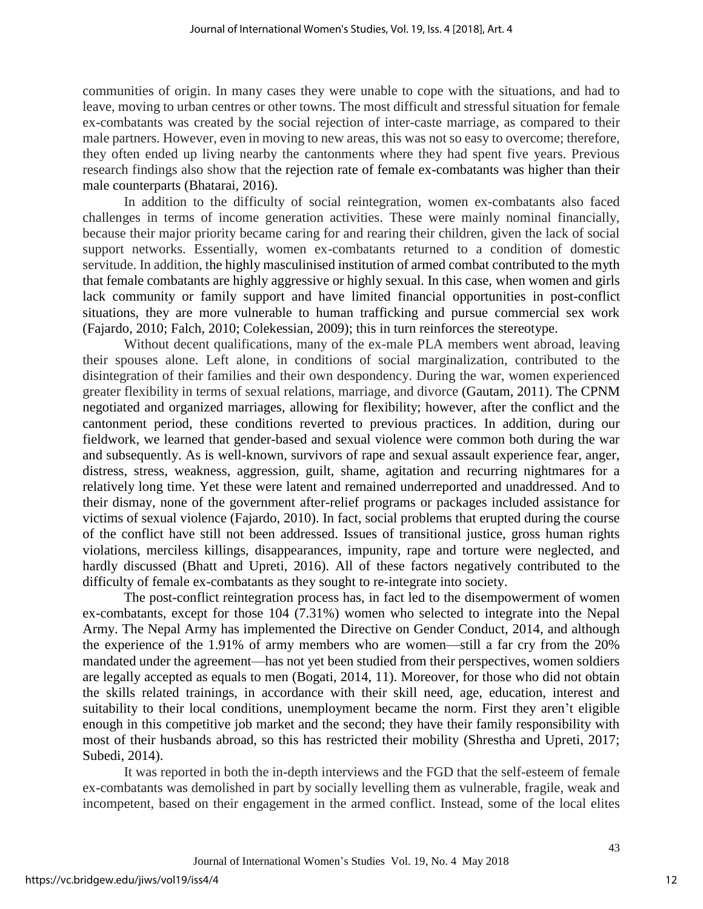communities of origin. In many cases they were unable to cope with the situations, and had to leave, moving to urban centres or other towns. The most difficult and stressful situation for female ex-combatants was created by the social rejection of inter-caste marriage, as compared to their male partners. However, even in moving to new areas, this was not so easy to overcome; therefore, they often ended up living nearby the cantonments where they had spent five years. Previous research findings also show that the rejection rate of female ex-combatants was higher than their male counterparts (Bhatarai, 2016).

In addition to the difficulty of social reintegration, women ex-combatants also faced challenges in terms of income generation activities. These were mainly nominal financially, because their major priority became caring for and rearing their children, given the lack of social support networks. Essentially, women ex-combatants returned to a condition of domestic servitude. In addition, the highly masculinised institution of armed combat contributed to the myth that female combatants are highly aggressive or highly sexual. In this case, when women and girls lack community or family support and have limited financial opportunities in post-conflict situations, they are more vulnerable to human trafficking and pursue commercial sex work (Fajardo, 2010; Falch, 2010; Colekessian, 2009); this in turn reinforces the stereotype.

Without decent qualifications, many of the ex-male PLA members went abroad, leaving their spouses alone. Left alone, in conditions of social marginalization, contributed to the disintegration of their families and their own despondency. During the war, women experienced greater flexibility in terms of sexual relations, marriage, and divorce (Gautam, 2011). The CPNM negotiated and organized marriages, allowing for flexibility; however, after the conflict and the cantonment period, these conditions reverted to previous practices. In addition, during our fieldwork, we learned that gender-based and sexual violence were common both during the war and subsequently. As is well-known, survivors of rape and sexual assault experience fear, anger, distress, stress, weakness, aggression, guilt, shame, agitation and recurring nightmares for a relatively long time. Yet these were latent and remained underreported and unaddressed. And to their dismay, none of the government after-relief programs or packages included assistance for victims of sexual violence (Fajardo, 2010). In fact, social problems that erupted during the course of the conflict have still not been addressed. Issues of transitional justice, gross human rights violations, merciless killings, disappearances, impunity, rape and torture were neglected, and hardly discussed (Bhatt and Upreti, 2016). All of these factors negatively contributed to the difficulty of female ex-combatants as they sought to re-integrate into society.

The post-conflict reintegration process has, in fact led to the disempowerment of women ex-combatants, except for those 104 (7.31%) women who selected to integrate into the Nepal Army. The Nepal Army has implemented the Directive on Gender Conduct, 2014, and although the experience of the 1.91% of army members who are women—still a far cry from the 20% mandated under the agreement—has not yet been studied from their perspectives, women soldiers are legally accepted as equals to men (Bogati, 2014, 11). Moreover, for those who did not obtain the skills related trainings, in accordance with their skill need, age, education, interest and suitability to their local conditions, unemployment became the norm. First they aren't eligible enough in this competitive job market and the second; they have their family responsibility with most of their husbands abroad, so this has restricted their mobility (Shrestha and Upreti, 2017; Subedi, 2014).

It was reported in both the in-depth interviews and the FGD that the self-esteem of female ex-combatants was demolished in part by socially levelling them as vulnerable, fragile, weak and incompetent, based on their engagement in the armed conflict. Instead, some of the local elites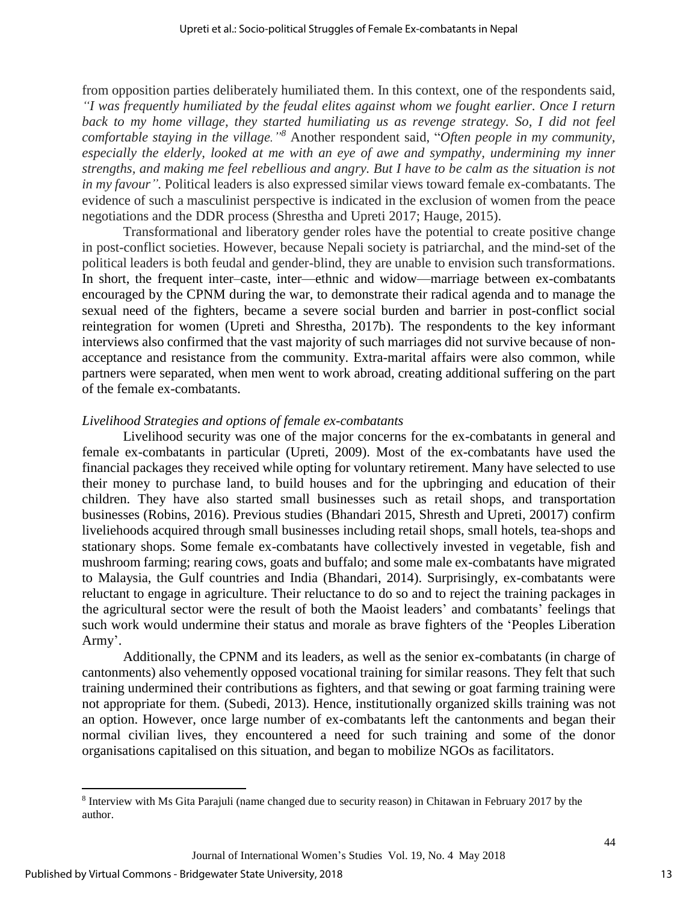from opposition parties deliberately humiliated them. In this context, one of the respondents said, *"I was frequently humiliated by the feudal elites against whom we fought earlier. Once I return back to my home village, they started humiliating us as revenge strategy. So, I did not feel comfortable staying in the village."*[8] Another respondent said, "*Often people in my community, especially the elderly, looked at me with an eye of awe and sympathy, undermining my inner strengths, and making me feel rebellious and angry. But I have to be calm as the situation is not in my favour".* Political leaders is also expressed similar views toward female ex-combatants. The evidence of such a masculinist perspective is indicated in the exclusion of women from the peace negotiations and the DDR process (Shrestha and Upreti 2017; Hauge, 2015).

Transformational and liberatory gender roles have the potential to create positive change in post-conflict societies. However, because Nepali society is patriarchal, and the mind-set of the political leaders is both feudal and gender-blind, they are unable to envision such transformations. In short, the frequent inter–caste, inter—ethnic and widow—marriage between ex-combatants encouraged by the CPNM during the war, to demonstrate their radical agenda and to manage the sexual need of the fighters, became a severe social burden and barrier in post-conflict social reintegration for women (Upreti and Shrestha, 2017b). The respondents to the key informant interviews also confirmed that the vast majority of such marriages did not survive because of non-acceptance and resistance from the community. Extra-marital affairs were also common, while partners were separated, when men went to work abroad, creating additional suffering on the part of the female ex-combatants.

*Livelihood Strategies and options of female ex-combatants*

Livelihood security was one of the major concerns for the ex-combatants in general and female ex-combatants in particular (Upreti, 2009). Most of the ex-combatants have used the financial packages they received while opting for voluntary retirement. Many have selected to use their money to purchase land, to build houses and for the upbringing and education of their children. They have also started small businesses such as retail shops, and transportation businesses (Robins, 2016). Previous studies (Bhandari 2015, Shresth and Upreti, 20017) confirm liveliehoods acquired through small businesses including retail shops, small hotels, tea-shops and stationary shops. Some female ex-combatants have collectively invested in vegetable, fish and mushroom farming; rearing cows, goats and buffalo; and some male ex-combatants have migrated to Malaysia, the Gulf countries and India (Bhandari, 2014). Surprisingly, ex-combatants were reluctant to engage in agriculture. Their reluctance to do so and to reject the training packages in the agricultural sector were the result of both the Maoist leaders' and combatants' feelings that such work would undermine their status and morale as brave fighters of the 'Peoples Liberation Army'.

Additionally, the CPNM and its leaders, as well as the senior ex-combatants (in charge of cantonments) also vehemently opposed vocational training for similar reasons. They felt that such training undermined their contributions as fighters, and that sewing or goat farming training were not appropriate for them. (Subedi, 2013). Hence, institutionally organized skills training was not an option. However, once large number of ex-combatants left the cantonments and began their normal civilian lives, they encountered a need for such training and some of the donor organisations capitalised on this situation, and began to mobilize NGOs as facilitators.

---

[8] Interview with Ms Gita Parajuli (name changed due to security reason) in Chitawan in February 2017 by the author.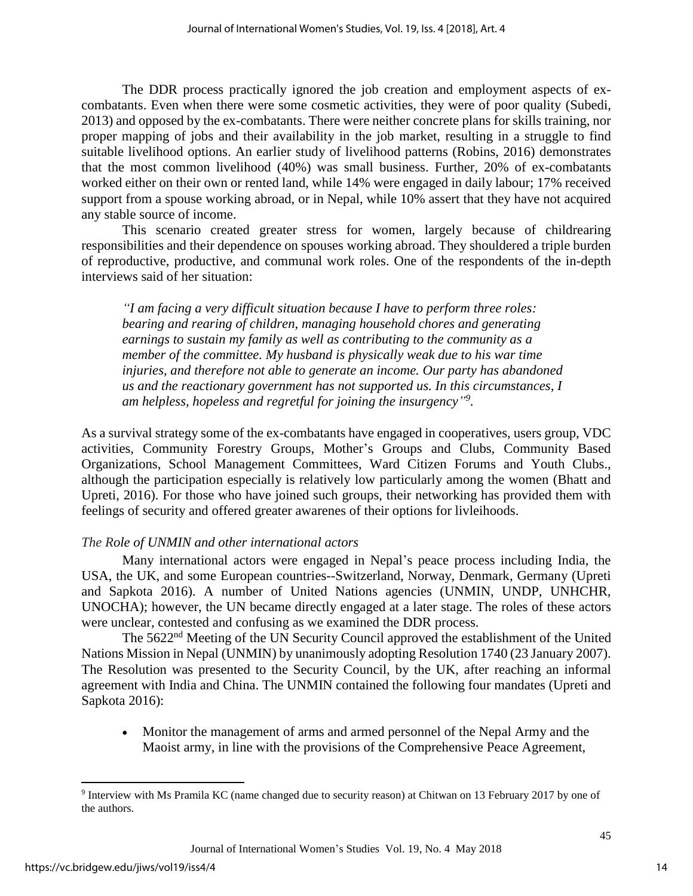The DDR process practically ignored the job creation and employment aspects of ex-combatants. Even when there were some cosmetic activities, they were of poor quality (Subedi, 2013) and opposed by the ex-combatants. There were neither concrete plans for skills training, nor proper mapping of jobs and their availability in the job market, resulting in a struggle to find suitable livelihood options. An earlier study of livelihood patterns (Robins, 2016) demonstrates that the most common livelihood (40%) was small business. Further, 20% of ex-combatants worked either on their own or rented land, while 14% were engaged in daily labour; 17% received support from a spouse working abroad, or in Nepal, while 10% assert that they have not acquired any stable source of income.

This scenario created greater stress for women, largely because of childrearing responsibilities and their dependence on spouses working abroad. They shouldered a triple burden of reproductive, productive, and communal work roles. One of the respondents of the in-depth interviews said of her situation:

> *"I am facing a very difficult situation because I have to perform three roles: bearing and rearing of children, managing household chores and generating earnings to sustain my family as well as contributing to the community as a member of the committee. My husband is physically weak due to his war time injuries, and therefore not able to generate an income. Our party has abandoned us and the reactionary government has not supported us. In this circumstances, I am helpless, hopeless and regretful for joining the insurgency"[9].*

As a survival strategy some of the ex-combatants have engaged in cooperatives, users group, VDC activities, Community Forestry Groups, Mother's Groups and Clubs, Community Based Organizations, School Management Committees, Ward Citizen Forums and Youth Clubs., although the participation especially is relatively low particularly among the women (Bhatt and Upreti, 2016). For those who have joined such groups, their networking has provided them with feelings of security and offered greater awarenes of their options for livleihoods.

*The Role of UNMIN and other international actors*

Many international actors were engaged in Nepal's peace process including India, the USA, the UK, and some European countries--Switzerland, Norway, Denmark, Germany (Upreti and Sapkota 2016). A number of United Nations agencies (UNMIN, UNDP, UNHCHR, UNOCHA); however, the UN became directly engaged at a later stage. The roles of these actors were unclear, contested and confusing as we examined the DDR process.

The 5622nd Meeting of the UN Security Council approved the establishment of the United Nations Mission in Nepal (UNMIN) by unanimously adopting Resolution 1740 (23 January 2007). The Resolution was presented to the Security Council, by the UK, after reaching an informal agreement with India and China. The UNMIN contained the following four mandates (Upreti and Sapkota 2016):

- Monitor the management of arms and armed personnel of the Nepal Army and the Maoist army, in line with the provisions of the Comprehensive Peace Agreement,

[9] Interview with Ms Pramila KC (name changed due to security reason) at Chitwan on 13 February 2017 by one of the authors.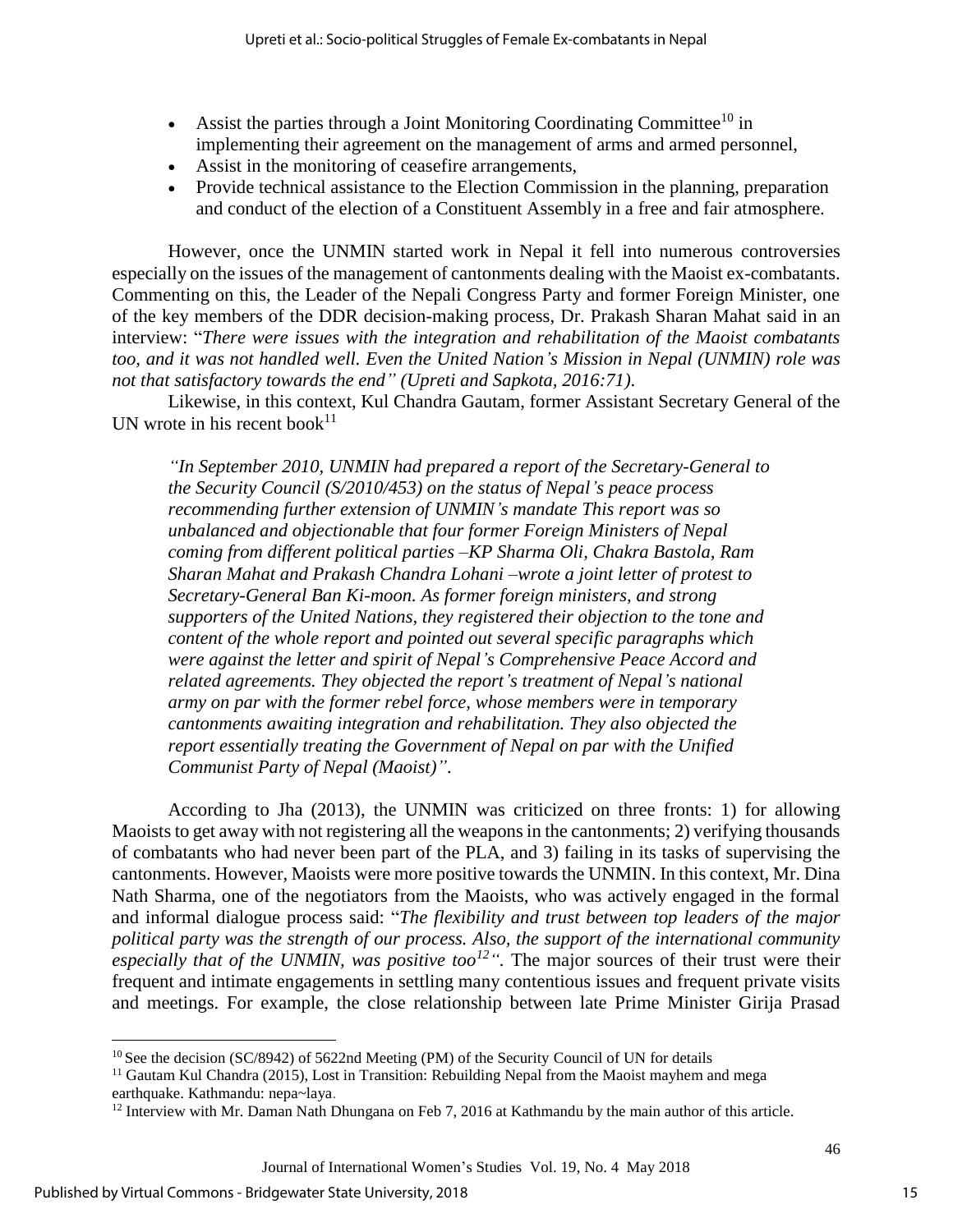- Assist the parties through a Joint Monitoring Coordinating Committee[10] in implementing their agreement on the management of arms and armed personnel,
- Assist in the monitoring of ceasefire arrangements,
- Provide technical assistance to the Election Commission in the planning, preparation and conduct of the election of a Constituent Assembly in a free and fair atmosphere.

However, once the UNMIN started work in Nepal it fell into numerous controversies especially on the issues of the management of cantonments dealing with the Maoist ex-combatants. Commenting on this, the Leader of the Nepali Congress Party and former Foreign Minister, one of the key members of the DDR decision-making process, Dr. Prakash Sharan Mahat said in an interview: "*There were issues with the integration and rehabilitation of the Maoist combatants too, and it was not handled well. Even the United Nation's Mission in Nepal (UNMIN) role was not that satisfactory towards the end" (Upreti and Sapkota, 2016:71).*

Likewise, in this context, Kul Chandra Gautam, former Assistant Secretary General of the UN wrote in his recent book[11]

> *"In September 2010, UNMIN had prepared a report of the Secretary-General to the Security Council (S/2010/453) on the status of Nepal's peace process recommending further extension of UNMIN's mandate This report was so unbalanced and objectionable that four former Foreign Ministers of Nepal coming from different political parties –KP Sharma Oli, Chakra Bastola, Ram Sharan Mahat and Prakash Chandra Lohani –wrote a joint letter of protest to Secretary-General Ban Ki-moon. As former foreign ministers, and strong supporters of the United Nations, they registered their objection to the tone and content of the whole report and pointed out several specific paragraphs which were against the letter and spirit of Nepal's Comprehensive Peace Accord and related agreements. They objected the report's treatment of Nepal's national army on par with the former rebel force, whose members were in temporary cantonments awaiting integration and rehabilitation. They also objected the report essentially treating the Government of Nepal on par with the Unified Communist Party of Nepal (Maoist)".*

According to Jha (2013), the UNMIN was criticized on three fronts: 1) for allowing Maoists to get away with not registering all the weapons in the cantonments; 2) verifying thousands of combatants who had never been part of the PLA, and 3) failing in its tasks of supervising the cantonments. However, Maoists were more positive towards the UNMIN. In this context, Mr. Dina Nath Sharma, one of the negotiators from the Maoists, who was actively engaged in the formal and informal dialogue process said: "*The flexibility and trust between top leaders of the major political party was the strength of our process. Also, the support of the international community especially that of the UNMIN, was positive too*[12]". The major sources of their trust were their frequent and intimate engagements in settling many contentious issues and frequent private visits and meetings. For example, the close relationship between late Prime Minister Girija Prasad

---

[10] See the decision (SC/8942) of 5622nd Meeting (PM) of the Security Council of UN for details

[11] Gautam Kul Chandra (2015), Lost in Transition: Rebuilding Nepal from the Maoist mayhem and mega earthquake. Kathmandu: nepa~laya.

[12] Interview with Mr. Daman Nath Dhungana on Feb 7, 2016 at Kathmandu by the main author of this article.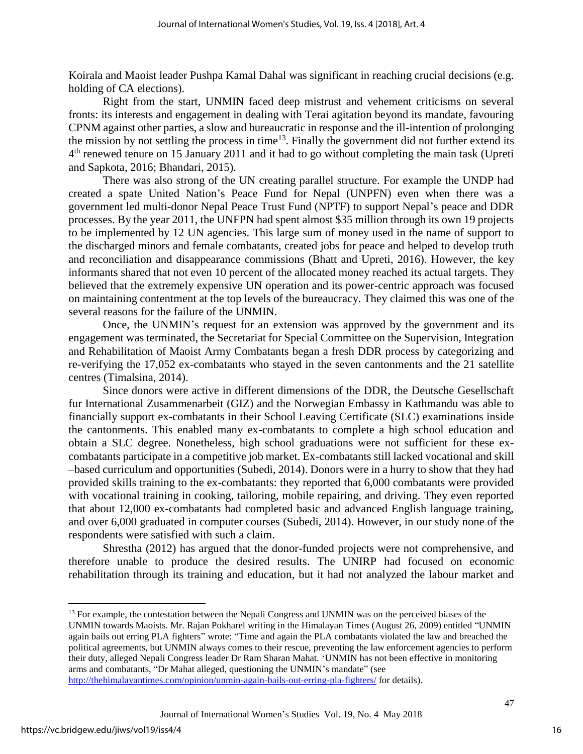Koirala and Maoist leader Pushpa Kamal Dahal was significant in reaching crucial decisions (e.g. holding of CA elections).

Right from the start, UNMIN faced deep mistrust and vehement criticisms on several fronts: its interests and engagement in dealing with Terai agitation beyond its mandate, favouring CPNM against other parties, a slow and bureaucratic in response and the ill-intention of prolonging the mission by not settling the process in time[13]. Finally the government did not further extend its 4th renewed tenure on 15 January 2011 and it had to go without completing the main task (Upreti and Sapkota, 2016; Bhandari, 2015).

There was also strong of the UN creating parallel structure. For example the UNDP had created a spate United Nation's Peace Fund for Nepal (UNPFN) even when there was a government led multi-donor Nepal Peace Trust Fund (NPTF) to support Nepal's peace and DDR processes. By the year 2011, the UNFPN had spent almost $35 million through its own 19 projects to be implemented by 12 UN agencies. This large sum of money used in the name of support to the discharged minors and female combatants, created jobs for peace and helped to develop truth and reconciliation and disappearance commissions (Bhatt and Upreti, 2016). However, the key informants shared that not even 10 percent of the allocated money reached its actual targets. They believed that the extremely expensive UN operation and its power-centric approach was focused on maintaining contentment at the top levels of the bureaucracy. They claimed this was one of the several reasons for the failure of the UNMIN.

Once, the UNMIN's request for an extension was approved by the government and its engagement was terminated, the Secretariat for Special Committee on the Supervision, Integration and Rehabilitation of Maoist Army Combatants began a fresh DDR process by categorizing and re-verifying the 17,052 ex-combatants who stayed in the seven cantonments and the 21 satellite centres (Timalsina, 2014).

Since donors were active in different dimensions of the DDR, the Deutsche Gesellschaft fur International Zusammenarbeit (GIZ) and the Norwegian Embassy in Kathmandu was able to financially support ex-combatants in their School Leaving Certificate (SLC) examinations inside the cantonments. This enabled many ex-combatants to complete a high school education and obtain a SLC degree. Nonetheless, high school graduations were not sufficient for these ex-combatants participate in a competitive job market. Ex-combatants still lacked vocational and skill –based curriculum and opportunities (Subedi, 2014). Donors were in a hurry to show that they had provided skills training to the ex-combatants: they reported that 6,000 combatants were provided with vocational training in cooking, tailoring, mobile repairing, and driving. They even reported that about 12,000 ex-combatants had completed basic and advanced English language training, and over 6,000 graduated in computer courses (Subedi, 2014). However, in our study none of the respondents were satisfied with such a claim.

Shrestha (2012) has argued that the donor-funded projects were not comprehensive, and therefore unable to produce the desired results. The UNIRP had focused on economic rehabilitation through its training and education, but it had not analyzed the labour market and

---

[13] For example, the contestation between the Nepali Congress and UNMIN was on the perceived biases of the UNMIN towards Maoists. Mr. Rajan Pokharel writing in the Himalayan Times (August 26, 2009) entitled "UNMIN again bails out erring PLA fighters" wrote: "Time and again the PLA combatants violated the law and breached the political agreements, but UNMIN always comes to their rescue, preventing the law enforcement agencies to perform their duty, alleged Nepali Congress leader Dr Ram Sharan Mahat. 'UNMIN has not been effective in monitoring arms and combatants, "Dr Mahat alleged, questioning the UNMIN's mandate" (see http://thehimalayantimes.com/opinion/unmin-again-bails-out-erring-pla-fighters/ for details).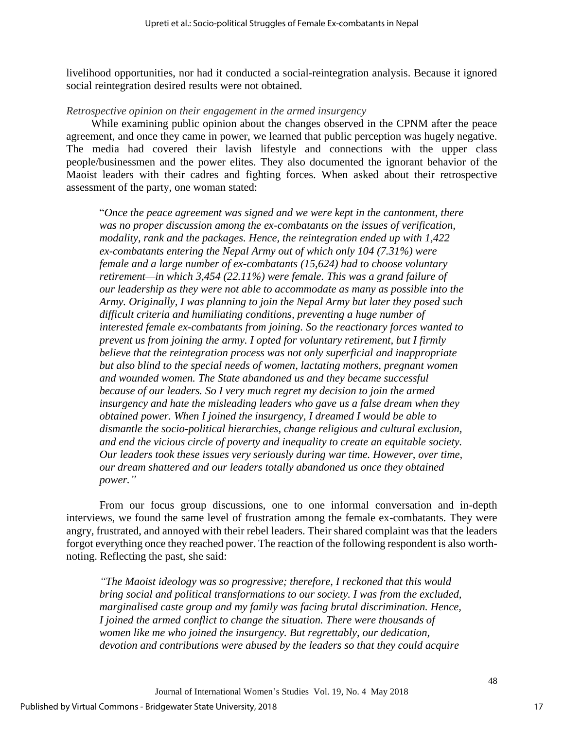livelihood opportunities, nor had it conducted a social-reintegration analysis. Because it ignored social reintegration desired results were not obtained.

*Retrospective opinion on their engagement in the armed insurgency*

While examining public opinion about the changes observed in the CPNM after the peace agreement, and once they came in power, we learned that public perception was hugely negative. The media had covered their lavish lifestyle and connections with the upper class people/businessmen and the power elites. They also documented the ignorant behavior of the Maoist leaders with their cadres and fighting forces. When asked about their retrospective assessment of the party, one woman stated:

> "*Once the peace agreement was signed and we were kept in the cantonment, there was no proper discussion among the ex-combatants on the issues of verification, modality, rank and the packages. Hence, the reintegration ended up with 1,422 ex-combatants entering the Nepal Army out of which only 104 (7.31%) were female and a large number of ex-combatants (15,624) had to choose voluntary retirement—in which 3,454 (22.11%) were female. This was a grand failure of our leadership as they were not able to accommodate as many as possible into the Army. Originally, I was planning to join the Nepal Army but later they posed such difficult criteria and humiliating conditions, preventing a huge number of interested female ex-combatants from joining. So the reactionary forces wanted to prevent us from joining the army. I opted for voluntary retirement, but I firmly believe that the reintegration process was not only superficial and inappropriate but also blind to the special needs of women, lactating mothers, pregnant women and wounded women. The State abandoned us and they became successful because of our leaders. So I very much regret my decision to join the armed insurgency and hate the misleading leaders who gave us a false dream when they obtained power. When I joined the insurgency, I dreamed I would be able to dismantle the socio-political hierarchies, change religious and cultural exclusion, and end the vicious circle of poverty and inequality to create an equitable society. Our leaders took these issues very seriously during war time. However, over time, our dream shattered and our leaders totally abandoned us once they obtained power.*"

From our focus group discussions, one to one informal conversation and in-depth interviews, we found the same level of frustration among the female ex-combatants. They were angry, frustrated, and annoyed with their rebel leaders. Their shared complaint was that the leaders forgot everything once they reached power. The reaction of the following respondent is also worth-noting. Reflecting the past, she said:

> *"The Maoist ideology was so progressive; therefore, I reckoned that this would bring social and political transformations to our society. I was from the excluded, marginalised caste group and my family was facing brutal discrimination. Hence, I joined the armed conflict to change the situation. There were thousands of women like me who joined the insurgency. But regrettably, our dedication, devotion and contributions were abused by the leaders so that they could acquire*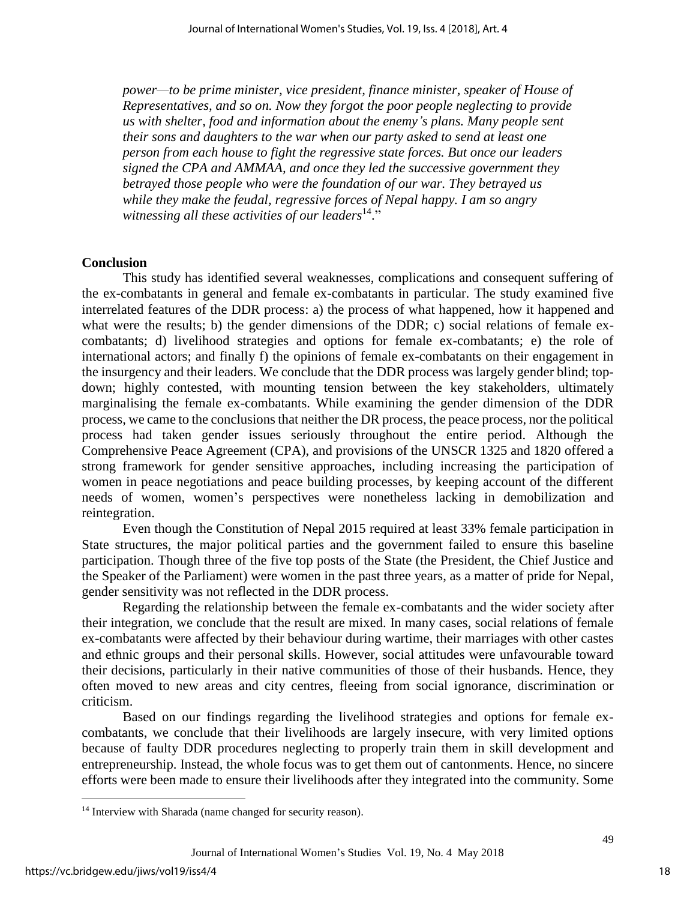*power—to be prime minister, vice president, finance minister, speaker of House of Representatives, and so on. Now they forgot the poor people neglecting to provide us with shelter, food and information about the enemy's plans. Many people sent their sons and daughters to the war when our party asked to send at least one person from each house to fight the regressive state forces. But once our leaders signed the CPA and AMMAA, and once they led the successive government they betrayed those people who were the foundation of our war. They betrayed us while they make the feudal, regressive forces of Nepal happy. I am so angry witnessing all these activities of our leaders*[14]."

## Conclusion

This study has identified several weaknesses, complications and consequent suffering of the ex-combatants in general and female ex-combatants in particular. The study examined five interrelated features of the DDR process: a) the process of what happened, how it happened and what were the results; b) the gender dimensions of the DDR; c) social relations of female ex-combatants; d) livelihood strategies and options for female ex-combatants; e) the role of international actors; and finally f) the opinions of female ex-combatants on their engagement in the insurgency and their leaders. We conclude that the DDR process was largely gender blind; top-down; highly contested, with mounting tension between the key stakeholders, ultimately marginalising the female ex-combatants. While examining the gender dimension of the DDR process, we came to the conclusions that neither the DR process, the peace process, nor the political process had taken gender issues seriously throughout the entire period. Although the Comprehensive Peace Agreement (CPA), and provisions of the UNSCR 1325 and 1820 offered a strong framework for gender sensitive approaches, including increasing the participation of women in peace negotiations and peace building processes, by keeping account of the different needs of women, women's perspectives were nonetheless lacking in demobilization and reintegration.

Even though the Constitution of Nepal 2015 required at least 33% female participation in State structures, the major political parties and the government failed to ensure this baseline participation. Though three of the five top posts of the State (the President, the Chief Justice and the Speaker of the Parliament) were women in the past three years, as a matter of pride for Nepal, gender sensitivity was not reflected in the DDR process.

Regarding the relationship between the female ex-combatants and the wider society after their integration, we conclude that the result are mixed. In many cases, social relations of female ex-combatants were affected by their behaviour during wartime, their marriages with other castes and ethnic groups and their personal skills. However, social attitudes were unfavourable toward their decisions, particularly in their native communities of those of their husbands. Hence, they often moved to new areas and city centres, fleeing from social ignorance, discrimination or criticism.

Based on our findings regarding the livelihood strategies and options for female ex-combatants, we conclude that their livelihoods are largely insecure, with very limited options because of faulty DDR procedures neglecting to properly train them in skill development and entrepreneurship. Instead, the whole focus was to get them out of cantonments. Hence, no sincere efforts were been made to ensure their livelihoods after they integrated into the community. Some

[14] Interview with Sharada (name changed for security reason).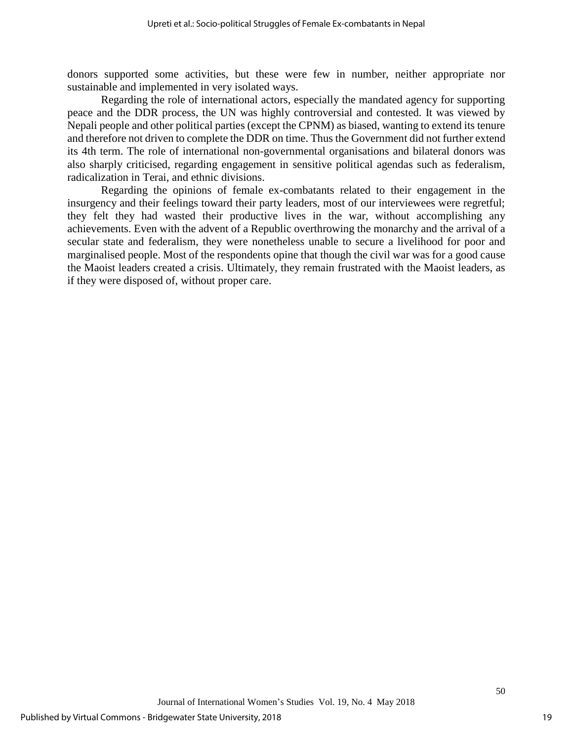donors supported some activities, but these were few in number, neither appropriate nor sustainable and implemented in very isolated ways.

Regarding the role of international actors, especially the mandated agency for supporting peace and the DDR process, the UN was highly controversial and contested. It was viewed by Nepali people and other political parties (except the CPNM) as biased, wanting to extend its tenure and therefore not driven to complete the DDR on time. Thus the Government did not further extend its 4th term. The role of international non-governmental organisations and bilateral donors was also sharply criticised, regarding engagement in sensitive political agendas such as federalism, radicalization in Terai, and ethnic divisions.

Regarding the opinions of female ex-combatants related to their engagement in the insurgency and their feelings toward their party leaders, most of our interviewees were regretful; they felt they had wasted their productive lives in the war, without accomplishing any achievements. Even with the advent of a Republic overthrowing the monarchy and the arrival of a secular state and federalism, they were nonetheless unable to secure a livelihood for poor and marginalised people. Most of the respondents opine that though the civil war was for a good cause the Maoist leaders created a crisis. Ultimately, they remain frustrated with the Maoist leaders, as if they were disposed of, without proper care.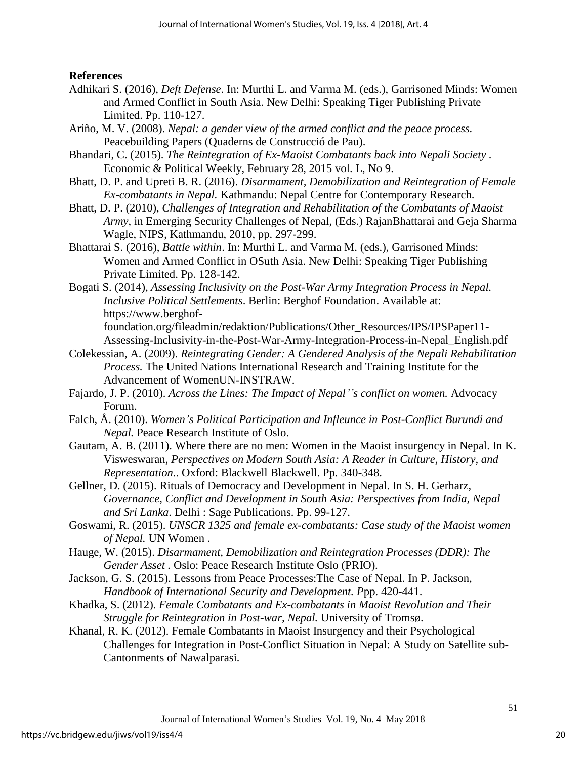**References**

Adhikari S. (2016), *Deft Defense*. In: Murthi L. and Varma M. (eds.), Garrisoned Minds: Women and Armed Conflict in South Asia. New Delhi: Speaking Tiger Publishing Private Limited. Pp. 110-127.

Ariño, M. V. (2008). *Nepal: a gender view of the armed conflict and the peace process.* Peacebuilding Papers (Quaderns de Construcció de Pau).

Bhandari, C. (2015). *The Reintegration of Ex-Maoist Combatants back into Nepali Society* . Economic & Political Weekly, February 28, 2015 vol. L, No 9.

Bhatt, D. P. and Upreti B. R. (2016). *Disarmament, Demobilization and Reintegration of Female Ex-combatants in Nepal.* Kathmandu: Nepal Centre for Contemporary Research.

Bhatt, D. P. (2010), *Challenges of Integration and Rehabilitation of the Combatants of Maoist Army*, in Emerging Security Challenges of Nepal, (Eds.) RajanBhattarai and Geja Sharma Wagle, NIPS, Kathmandu, 2010, pp. 297-299.

Bhattarai S. (2016), *Battle within*. In: Murthi L. and Varma M. (eds.), Garrisoned Minds: Women and Armed Conflict in OSuth Asia. New Delhi: Speaking Tiger Publishing Private Limited. Pp. 128-142.

Bogati S. (2014), *Assessing Inclusivity on the Post-War Army Integration Process in Nepal. Inclusive Political Settlements*. Berlin: Berghof Foundation. Available at: https://www.berghof-foundation.org/fileadmin/redaktion/Publications/Other_Resources/IPS/IPSPaper11-Assessing-Inclusivity-in-the-Post-War-Army-Integration-Process-in-Nepal_English.pdf

Colekessian, A. (2009). *Reintegrating Gender: A Gendered Analysis of the Nepali Rehabilitation Process.* The United Nations International Research and Training Institute for the Advancement of WomenUN-INSTRAW.

Fajardo, J. P. (2010). *Across the Lines: The Impact of Nepal''s conflict on women.* Advocacy Forum.

Falch, Å. (2010). *Women's Political Participation and Infleunce in Post-Conflict Burundi and Nepal.* Peace Research Institute of Oslo.

Gautam, A. B. (2011). Where there are no men: Women in the Maoist insurgency in Nepal. In K. Visweswaran, *Perspectives on Modern South Asia: A Reader in Culture, History, and Representation.*. Oxford: Blackwell Blackwell. Pp. 340-348.

Gellner, D. (2015). Rituals of Democracy and Development in Nepal. In S. H. Gerharz, *Governance, Conflict and Development in South Asia: Perspectives from India, Nepal and Sri Lanka.* Delhi : Sage Publications. Pp. 99-127.

Goswami, R. (2015). *UNSCR 1325 and female ex-combatants: Case study of the Maoist women of Nepal.* UN Women .

Hauge, W. (2015). *Disarmament, Demobilization and Reintegration Processes (DDR): The Gender Asset* . Oslo: Peace Research Institute Oslo (PRIO).

Jackson, G. S. (2015). Lessons from Peace Processes:The Case of Nepal. In P. Jackson, *Handbook of International Security and Development. P*pp. 420-441.

Khadka, S. (2012). *Female Combatants and Ex-combatants in Maoist Revolution and Their Struggle for Reintegration in Post-war, Nepal.* University of Tromsø.

Khanal, R. K. (2012). Female Combatants in Maoist Insurgency and their Psychological Challenges for Integration in Post-Conflict Situation in Nepal: A Study on Satellite sub-Cantonments of Nawalparasi.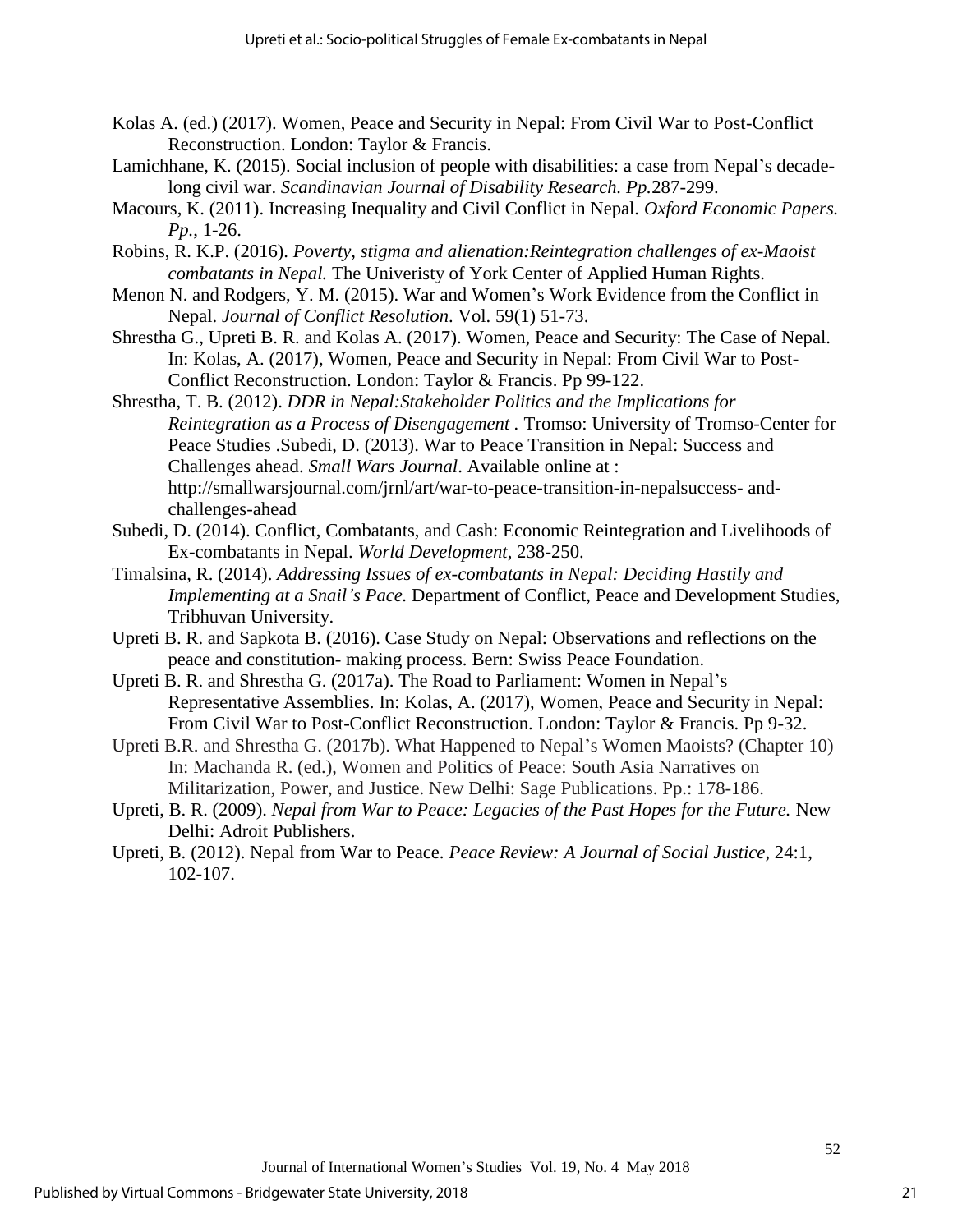Kolas A. (ed.) (2017). Women, Peace and Security in Nepal: From Civil War to Post-Conflict Reconstruction. London: Taylor & Francis.

Lamichhane, K. (2015). Social inclusion of people with disabilities: a case from Nepal's decade-long civil war. *Scandinavian Journal of Disability Research. Pp.*287-299.

Macours, K. (2011). Increasing Inequality and Civil Conflict in Nepal. *Oxford Economic Papers. Pp.*, 1-26.

Robins, R. K.P. (2016). *Poverty, stigma and alienation:Reintegration challenges of ex-Maoist combatants in Nepal.* The Univeristy of York Center of Applied Human Rights.

Menon N. and Rodgers, Y. M. (2015). War and Women's Work Evidence from the Conflict in Nepal. *Journal of Conflict Resolution.* Vol. 59(1) 51-73.

Shrestha G., Upreti B. R. and Kolas A. (2017). Women, Peace and Security: The Case of Nepal. In: Kolas, A. (2017), Women, Peace and Security in Nepal: From Civil War to Post-Conflict Reconstruction. London: Taylor & Francis. Pp 99-122.

Shrestha, T. B. (2012). *DDR in Nepal:Stakeholder Politics and the Implications for Reintegration as a Process of Disengagement .* Tromso: University of Tromso-Center for Peace Studies .Subedi, D. (2013). War to Peace Transition in Nepal: Success and Challenges ahead. *Small Wars Journal*. Available online at : http://smallwarsjournal.com/jrnl/art/war-to-peace-transition-in-nepalsuccess- and-challenges-ahead

Subedi, D. (2014). Conflict, Combatants, and Cash: Economic Reintegration and Livelihoods of Ex-combatants in Nepal. *World Development*, 238-250.

Timalsina, R. (2014). *Addressing Issues of ex-combatants in Nepal: Deciding Hastily and Implementing at a Snail's Pace.* Department of Conflict, Peace and Development Studies, Tribhuvan University.

Upreti B. R. and Sapkota B. (2016). Case Study on Nepal: Observations and reflections on the peace and constitution- making process. Bern: Swiss Peace Foundation.

Upreti B. R. and Shrestha G. (2017a). The Road to Parliament: Women in Nepal's Representative Assemblies. In: Kolas, A. (2017), Women, Peace and Security in Nepal: From Civil War to Post-Conflict Reconstruction. London: Taylor & Francis. Pp 9-32.

Upreti B.R. and Shrestha G. (2017b). What Happened to Nepal's Women Maoists? (Chapter 10) In: Machanda R. (ed.), Women and Politics of Peace: South Asia Narratives on Militarization, Power, and Justice. New Delhi: Sage Publications. Pp.: 178-186.

Upreti, B. R. (2009). *Nepal from War to Peace: Legacies of the Past Hopes for the Future.* New Delhi: Adroit Publishers.

Upreti, B. (2012). Nepal from War to Peace. *Peace Review: A Journal of Social Justice*, 24:1, 102-107.